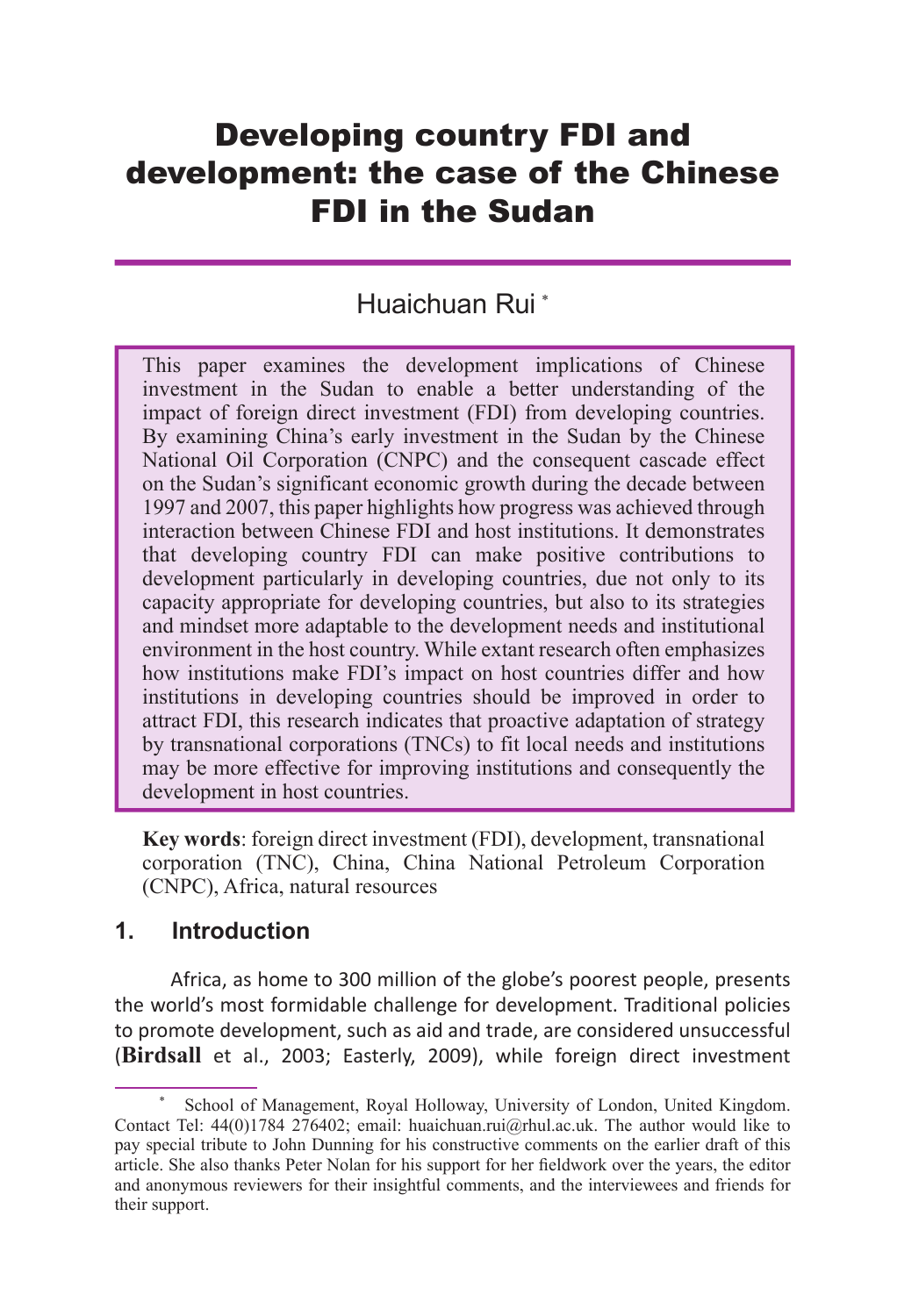# Developing country FDI and development: the case of the Chinese FDI in the Sudan

Huaichuan Rui [*]

> This paper examines the development implications of Chinese investment in the Sudan to enable a better understanding of the impact of foreign direct investment (FDI) from developing countries. By examining China's early investment in the Sudan by the Chinese National Oil Corporation (CNPC) and the consequent cascade effect on the Sudan's significant economic growth during the decade between 1997 and 2007, this paper highlights how progress was achieved through interaction between Chinese FDI and host institutions. It demonstrates that developing country FDI can make positive contributions to development particularly in developing countries, due not only to its capacity appropriate for developing countries, but also to its strategies and mindset more adaptable to the development needs and institutional environment in the host country. While extant research often emphasizes how institutions make FDI's impact on host countries differ and how institutions in developing countries should be improved in order to attract FDI, this research indicates that proactive adaptation of strategy by transnational corporations (TNCs) to fit local needs and institutions may be more effective for improving institutions and consequently the development in host countries.

**Key words**: foreign direct investment (FDI), development, transnational corporation (TNC), China, China National Petroleum Corporation (CNPC), Africa, natural resources

## 1. Introduction

Africa, as home to 300 million of the globe's poorest people, presents the world's most formidable challenge for development. Traditional policies to promote development, such as aid and trade, are considered unsuccessful (**Birdsall** et al., 2003; Easterly, 2009), while foreign direct investment

---

[*] School of Management, Royal Holloway, University of London, United Kingdom. Contact Tel: 44(0)1784 276402; email: huaichuan.rui@rhul.ac.uk. The author would like to pay special tribute to John Dunning for his constructive comments on the earlier draft of this article. She also thanks Peter Nolan for his support for her fieldwork over the years, the editor and anonymous reviewers for their insightful comments, and the interviewees and friends for their support.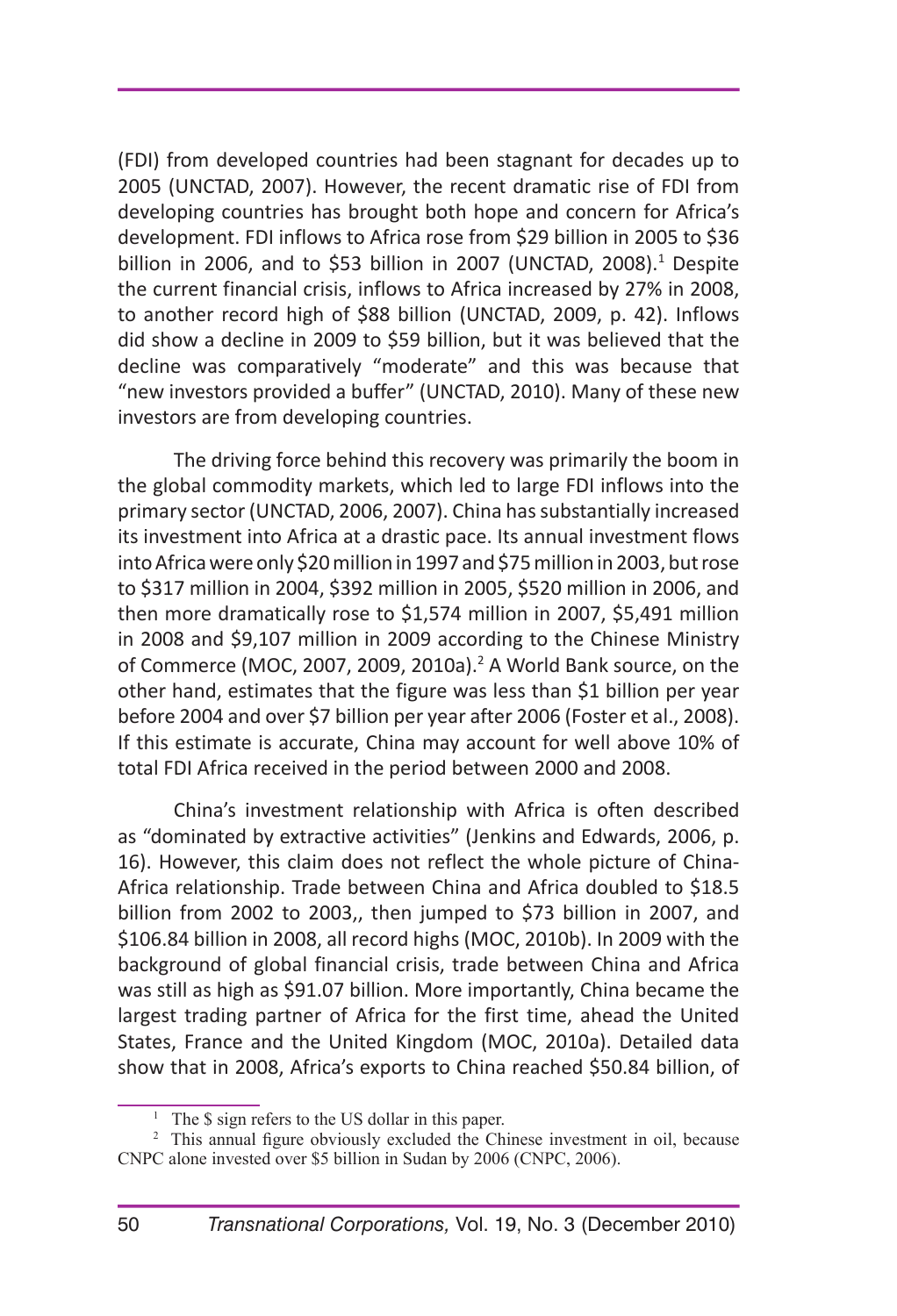(FDI) from developed countries had been stagnant for decades up to 2005 (UNCTAD, 2007). However, the recent dramatic rise of FDI from developing countries has brought both hope and concern for Africa's development. FDI inflows to Africa rose from $29 billion in 2005 to $36 billion in 2006, and to $53 billion in 2007 (UNCTAD, 2008).[1] Despite the current financial crisis, inflows to Africa increased by 27% in 2008, to another record high of $88 billion (UNCTAD, 2009, p. 42). Inflows did show a decline in 2009 to $59 billion, but it was believed that the decline was comparatively "moderate" and this was because that "new investors provided a buffer" (UNCTAD, 2010). Many of these new investors are from developing countries.

The driving force behind this recovery was primarily the boom in the global commodity markets, which led to large FDI inflows into the primary sector (UNCTAD, 2006, 2007). China has substantially increased its investment into Africa at a drastic pace. Its annual investment flows into Africa were only $20 million in 1997 and $75 million in 2003, but rose to $317 million in 2004, $392 million in 2005, $520 million in 2006, and then more dramatically rose to $1,574 million in 2007, $5,491 million in 2008 and $9,107 million in 2009 according to the Chinese Ministry of Commerce (MOC, 2007, 2009, 2010a).[2] A World Bank source, on the other hand, estimates that the figure was less than $1 billion per year before 2004 and over $7 billion per year after 2006 (Foster et al., 2008). If this estimate is accurate, China may account for well above 10% of total FDI Africa received in the period between 2000 and 2008.

China's investment relationship with Africa is often described as "dominated by extractive activities" (Jenkins and Edwards, 2006, p. 16). However, this claim does not reflect the whole picture of China-Africa relationship. Trade between China and Africa doubled to $18.5 billion from 2002 to 2003,, then jumped to $73 billion in 2007, and $106.84 billion in 2008, all record highs (MOC, 2010b). In 2009 with the background of global financial crisis, trade between China and Africa was still as high as $91.07 billion. More importantly, China became the largest trading partner of Africa for the first time, ahead the United States, France and the United Kingdom (MOC, 2010a). Detailed data show that in 2008, Africa's exports to China reached $50.84 billion, of

---

[1] The $ sign refers to the US dollar in this paper.

[2] This annual figure obviously excluded the Chinese investment in oil, because CNPC alone invested over $5 billion in Sudan by 2006 (CNPC, 2006).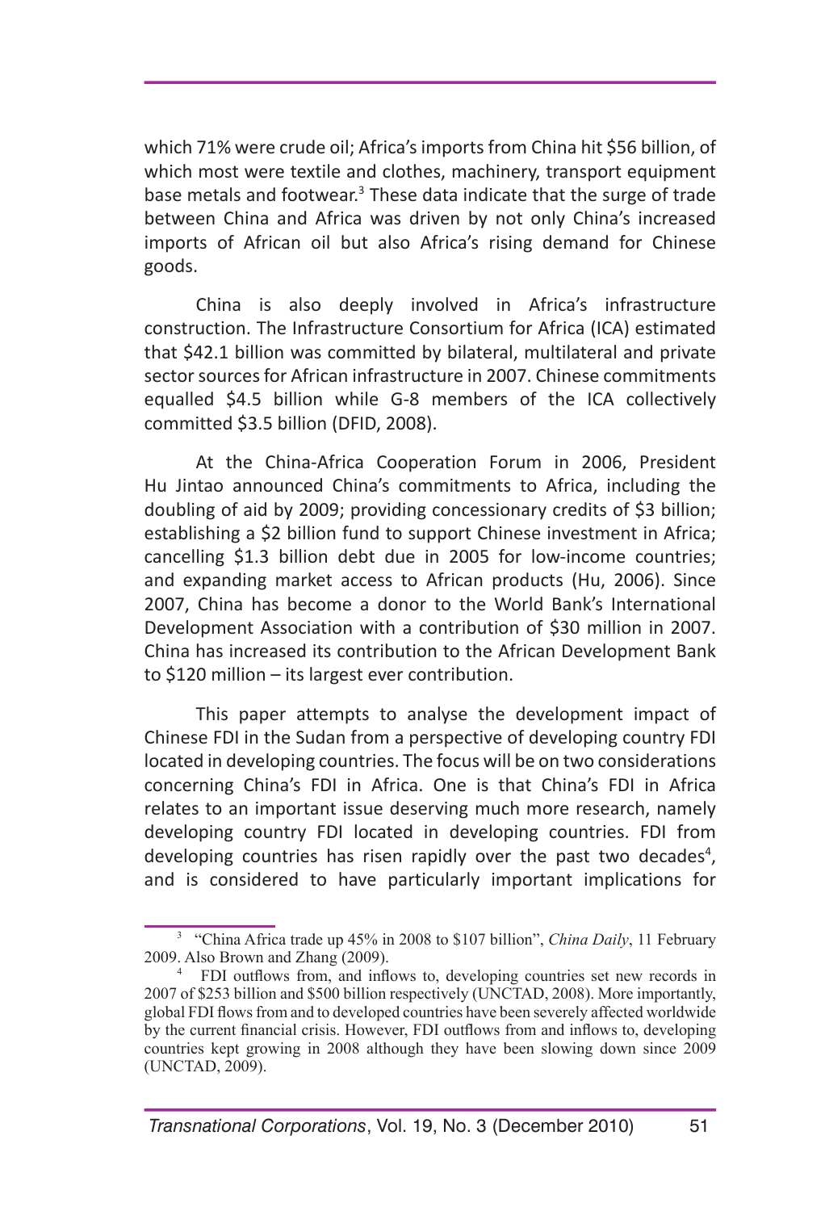which 71% were crude oil; Africa's imports from China hit $56 billion, of which most were textile and clothes, machinery, transport equipment base metals and footwear.[3] These data indicate that the surge of trade between China and Africa was driven by not only China's increased imports of African oil but also Africa's rising demand for Chinese goods.

China is also deeply involved in Africa's infrastructure construction. The Infrastructure Consortium for Africa (ICA) estimated that $42.1 billion was committed by bilateral, multilateral and private sector sources for African infrastructure in 2007. Chinese commitments equalled $4.5 billion while G-8 members of the ICA collectively committed $3.5 billion (DFID, 2008).

At the China-Africa Cooperation Forum in 2006, President Hu Jintao announced China's commitments to Africa, including the doubling of aid by 2009; providing concessionary credits of $3 billion; establishing a $2 billion fund to support Chinese investment in Africa; cancelling $1.3 billion debt due in 2005 for low-income countries; and expanding market access to African products (Hu, 2006). Since 2007, China has become a donor to the World Bank's International Development Association with a contribution of $30 million in 2007. China has increased its contribution to the African Development Bank to $120 million – its largest ever contribution.

This paper attempts to analyse the development impact of Chinese FDI in the Sudan from a perspective of developing country FDI located in developing countries. The focus will be on two considerations concerning China's FDI in Africa. One is that China's FDI in Africa relates to an important issue deserving much more research, namely developing country FDI located in developing countries. FDI from developing countries has risen rapidly over the past two decades[4], and is considered to have particularly important implications for

---

[3] "China Africa trade up 45% in 2008 to $107 billion", *China Daily*, 11 February 2009. Also Brown and Zhang (2009).

[4] FDI outflows from, and inflows to, developing countries set new records in 2007 of $253 billion and $500 billion respectively (UNCTAD, 2008). More importantly, global FDI flows from and to developed countries have been severely affected worldwide by the current financial crisis. However, FDI outflows from and inflows to, developing countries kept growing in 2008 although they have been slowing down since 2009 (UNCTAD, 2009).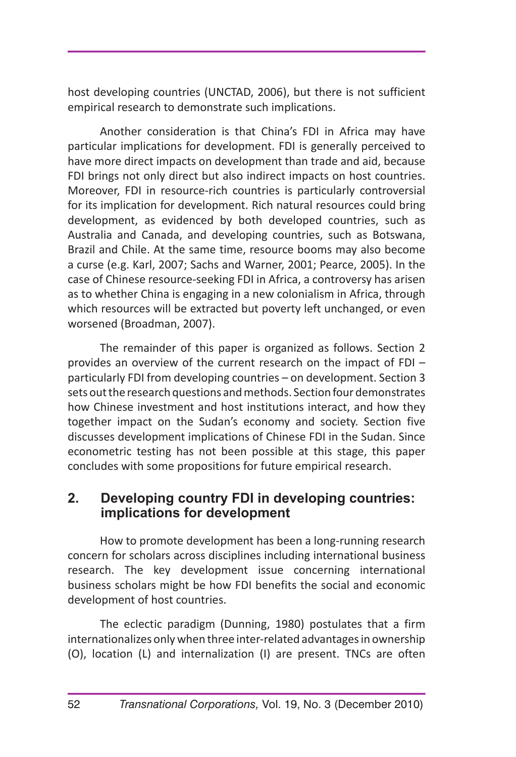host developing countries (UNCTAD, 2006), but there is not sufficient empirical research to demonstrate such implications.

Another consideration is that China's FDI in Africa may have particular implications for development. FDI is generally perceived to have more direct impacts on development than trade and aid, because FDI brings not only direct but also indirect impacts on host countries. Moreover, FDI in resource-rich countries is particularly controversial for its implication for development. Rich natural resources could bring development, as evidenced by both developed countries, such as Australia and Canada, and developing countries, such as Botswana, Brazil and Chile. At the same time, resource booms may also become a curse (e.g. Karl, 2007; Sachs and Warner, 2001; Pearce, 2005). In the case of Chinese resource-seeking FDI in Africa, a controversy has arisen as to whether China is engaging in a new colonialism in Africa, through which resources will be extracted but poverty left unchanged, or even worsened (Broadman, 2007).

The remainder of this paper is organized as follows. Section 2 provides an overview of the current research on the impact of FDI – particularly FDI from developing countries – on development. Section 3 sets out the research questions and methods. Section four demonstrates how Chinese investment and host institutions interact, and how they together impact on the Sudan's economy and society. Section five discusses development implications of Chinese FDI in the Sudan. Since econometric testing has not been possible at this stage, this paper concludes with some propositions for future empirical research.

## 2. Developing country FDI in developing countries: implications for development

How to promote development has been a long-running research concern for scholars across disciplines including international business research. The key development issue concerning international business scholars might be how FDI benefits the social and economic development of host countries.

The eclectic paradigm (Dunning, 1980) postulates that a firm internationalizes only when three inter-related advantages in ownership (O), location (L) and internalization (I) are present. TNCs are often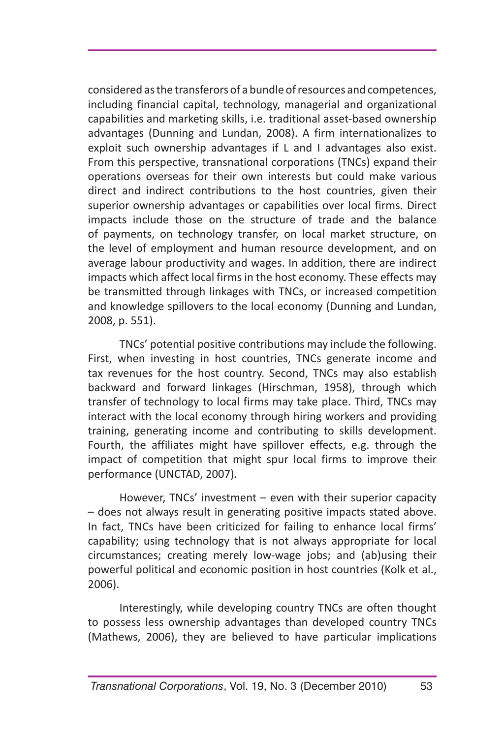considered as the transferors of a bundle of resources and competences, including financial capital, technology, managerial and organizational capabilities and marketing skills, i.e. traditional asset-based ownership advantages (Dunning and Lundan, 2008). A firm internationalizes to exploit such ownership advantages if L and I advantages also exist. From this perspective, transnational corporations (TNCs) expand their operations overseas for their own interests but could make various direct and indirect contributions to the host countries, given their superior ownership advantages or capabilities over local firms. Direct impacts include those on the structure of trade and the balance of payments, on technology transfer, on local market structure, on the level of employment and human resource development, and on average labour productivity and wages. In addition, there are indirect impacts which affect local firms in the host economy. These effects may be transmitted through linkages with TNCs, or increased competition and knowledge spillovers to the local economy (Dunning and Lundan, 2008, p. 551).

TNCs' potential positive contributions may include the following. First, when investing in host countries, TNCs generate income and tax revenues for the host country. Second, TNCs may also establish backward and forward linkages (Hirschman, 1958), through which transfer of technology to local firms may take place. Third, TNCs may interact with the local economy through hiring workers and providing training, generating income and contributing to skills development. Fourth, the affiliates might have spillover effects, e.g. through the impact of competition that might spur local firms to improve their performance (UNCTAD, 2007).

However, TNCs' investment – even with their superior capacity – does not always result in generating positive impacts stated above. In fact, TNCs have been criticized for failing to enhance local firms' capability; using technology that is not always appropriate for local circumstances; creating merely low-wage jobs; and (ab)using their powerful political and economic position in host countries (Kolk et al., 2006).

Interestingly, while developing country TNCs are often thought to possess less ownership advantages than developed country TNCs (Mathews, 2006), they are believed to have particular implications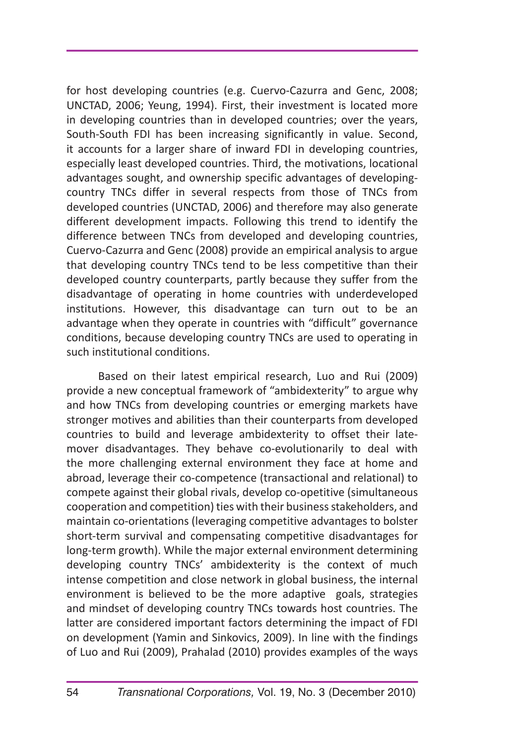for host developing countries (e.g. Cuervo-Cazurra and Genc, 2008; UNCTAD, 2006; Yeung, 1994). First, their investment is located more in developing countries than in developed countries; over the years, South-South FDI has been increasing significantly in value. Second, it accounts for a larger share of inward FDI in developing countries, especially least developed countries. Third, the motivations, locational advantages sought, and ownership specific advantages of developing-country TNCs differ in several respects from those of TNCs from developed countries (UNCTAD, 2006) and therefore may also generate different development impacts. Following this trend to identify the difference between TNCs from developed and developing countries, Cuervo-Cazurra and Genc (2008) provide an empirical analysis to argue that developing country TNCs tend to be less competitive than their developed country counterparts, partly because they suffer from the disadvantage of operating in home countries with underdeveloped institutions. However, this disadvantage can turn out to be an advantage when they operate in countries with "difficult" governance conditions, because developing country TNCs are used to operating in such institutional conditions.

Based on their latest empirical research, Luo and Rui (2009) provide a new conceptual framework of "ambidexterity" to argue why and how TNCs from developing countries or emerging markets have stronger motives and abilities than their counterparts from developed countries to build and leverage ambidexterity to offset their late-mover disadvantages. They behave co-evolutionarily to deal with the more challenging external environment they face at home and abroad, leverage their co-competence (transactional and relational) to compete against their global rivals, develop co-opetitive (simultaneous cooperation and competition) ties with their business stakeholders, and maintain co-orientations (leveraging competitive advantages to bolster short-term survival and compensating competitive disadvantages for long-term growth). While the major external environment determining developing country TNCs' ambidexterity is the context of much intense competition and close network in global business, the internal environment is believed to be the more adaptive goals, strategies and mindset of developing country TNCs towards host countries. The latter are considered important factors determining the impact of FDI on development (Yamin and Sinkovics, 2009). In line with the findings of Luo and Rui (2009), Prahalad (2010) provides examples of the ways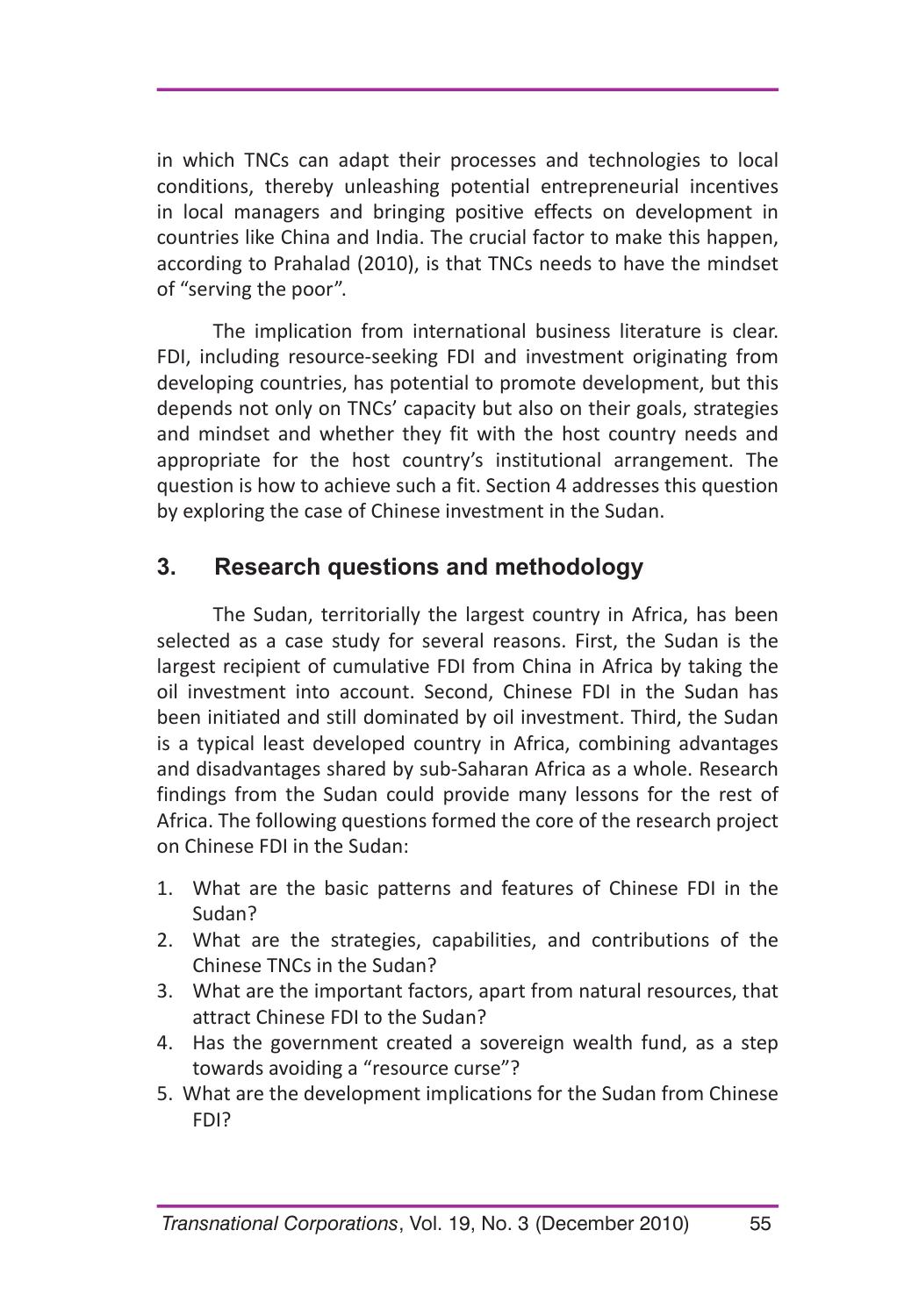in which TNCs can adapt their processes and technologies to local conditions, thereby unleashing potential entrepreneurial incentives in local managers and bringing positive effects on development in countries like China and India. The crucial factor to make this happen, according to Prahalad (2010), is that TNCs needs to have the mindset of "serving the poor".

The implication from international business literature is clear. FDI, including resource-seeking FDI and investment originating from developing countries, has potential to promote development, but this depends not only on TNCs' capacity but also on their goals, strategies and mindset and whether they fit with the host country needs and appropriate for the host country's institutional arrangement. The question is how to achieve such a fit. Section 4 addresses this question by exploring the case of Chinese investment in the Sudan.

## 3. Research questions and methodology

The Sudan, territorially the largest country in Africa, has been selected as a case study for several reasons. First, the Sudan is the largest recipient of cumulative FDI from China in Africa by taking the oil investment into account. Second, Chinese FDI in the Sudan has been initiated and still dominated by oil investment. Third, the Sudan is a typical least developed country in Africa, combining advantages and disadvantages shared by sub-Saharan Africa as a whole. Research findings from the Sudan could provide many lessons for the rest of Africa. The following questions formed the core of the research project on Chinese FDI in the Sudan:

1. What are the basic patterns and features of Chinese FDI in the Sudan?
2. What are the strategies, capabilities, and contributions of the Chinese TNCs in the Sudan?
3. What are the important factors, apart from natural resources, that attract Chinese FDI to the Sudan?
4. Has the government created a sovereign wealth fund, as a step towards avoiding a "resource curse"?
5. What are the development implications for the Sudan from Chinese FDI?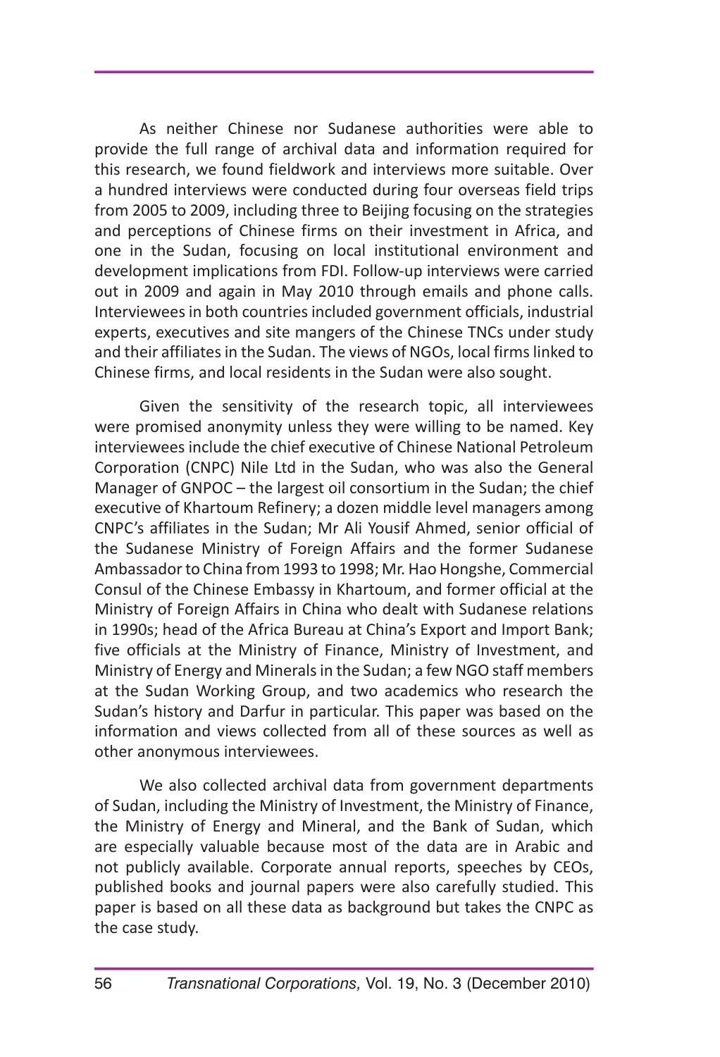As neither Chinese nor Sudanese authorities were able to provide the full range of archival data and information required for this research, we found fieldwork and interviews more suitable. Over a hundred interviews were conducted during four overseas field trips from 2005 to 2009, including three to Beijing focusing on the strategies and perceptions of Chinese firms on their investment in Africa, and one in the Sudan, focusing on local institutional environment and development implications from FDI. Follow-up interviews were carried out in 2009 and again in May 2010 through emails and phone calls. Interviewees in both countries included government officials, industrial experts, executives and site mangers of the Chinese TNCs under study and their affiliates in the Sudan. The views of NGOs, local firms linked to Chinese firms, and local residents in the Sudan were also sought.

Given the sensitivity of the research topic, all interviewees were promised anonymity unless they were willing to be named. Key interviewees include the chief executive of Chinese National Petroleum Corporation (CNPC) Nile Ltd in the Sudan, who was also the General Manager of GNPOC – the largest oil consortium in the Sudan; the chief executive of Khartoum Refinery; a dozen middle level managers among CNPC's affiliates in the Sudan; Mr Ali Yousif Ahmed, senior official of the Sudanese Ministry of Foreign Affairs and the former Sudanese Ambassador to China from 1993 to 1998; Mr. Hao Hongshe, Commercial Consul of the Chinese Embassy in Khartoum, and former official at the Ministry of Foreign Affairs in China who dealt with Sudanese relations in 1990s; head of the Africa Bureau at China's Export and Import Bank; five officials at the Ministry of Finance, Ministry of Investment, and Ministry of Energy and Minerals in the Sudan; a few NGO staff members at the Sudan Working Group, and two academics who research the Sudan's history and Darfur in particular. This paper was based on the information and views collected from all of these sources as well as other anonymous interviewees.

We also collected archival data from government departments of Sudan, including the Ministry of Investment, the Ministry of Finance, the Ministry of Energy and Mineral, and the Bank of Sudan, which are especially valuable because most of the data are in Arabic and not publicly available. Corporate annual reports, speeches by CEOs, published books and journal papers were also carefully studied. This paper is based on all these data as background but takes the CNPC as the case study.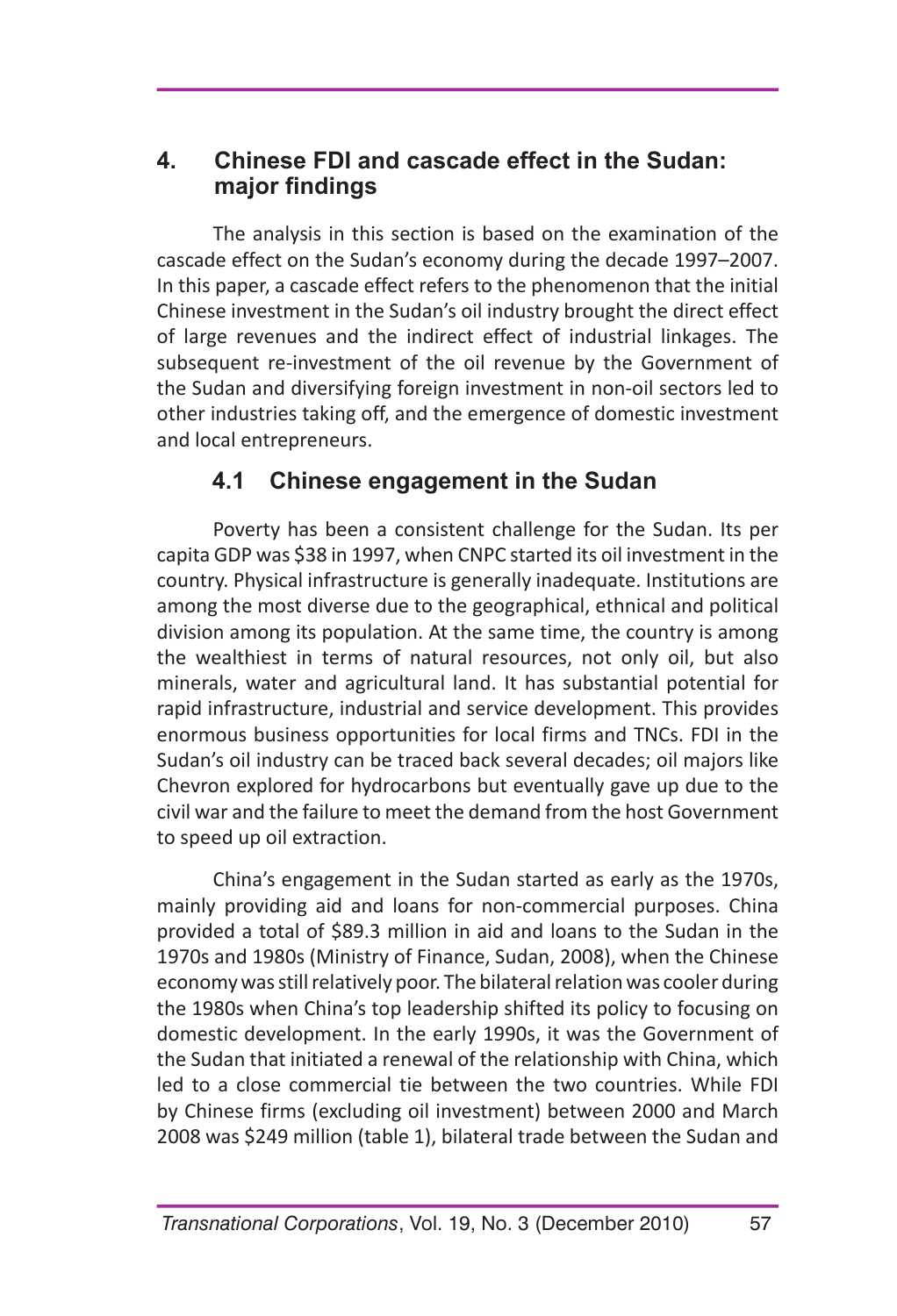## 4. Chinese FDI and cascade effect in the Sudan: major findings

The analysis in this section is based on the examination of the cascade effect on the Sudan's economy during the decade 1997–2007. In this paper, a cascade effect refers to the phenomenon that the initial Chinese investment in the Sudan's oil industry brought the direct effect of large revenues and the indirect effect of industrial linkages. The subsequent re-investment of the oil revenue by the Government of the Sudan and diversifying foreign investment in non-oil sectors led to other industries taking off, and the emergence of domestic investment and local entrepreneurs.

### 4.1 Chinese engagement in the Sudan

Poverty has been a consistent challenge for the Sudan. Its per capita GDP was $38 in 1997, when CNPC started its oil investment in the country. Physical infrastructure is generally inadequate. Institutions are among the most diverse due to the geographical, ethnical and political division among its population. At the same time, the country is among the wealthiest in terms of natural resources, not only oil, but also minerals, water and agricultural land. It has substantial potential for rapid infrastructure, industrial and service development. This provides enormous business opportunities for local firms and TNCs. FDI in the Sudan's oil industry can be traced back several decades; oil majors like Chevron explored for hydrocarbons but eventually gave up due to the civil war and the failure to meet the demand from the host Government to speed up oil extraction.

China's engagement in the Sudan started as early as the 1970s, mainly providing aid and loans for non-commercial purposes. China provided a total of $89.3 million in aid and loans to the Sudan in the 1970s and 1980s (Ministry of Finance, Sudan, 2008), when the Chinese economy was still relatively poor. The bilateral relation was cooler during the 1980s when China's top leadership shifted its policy to focusing on domestic development. In the early 1990s, it was the Government of the Sudan that initiated a renewal of the relationship with China, which led to a close commercial tie between the two countries. While FDI by Chinese firms (excluding oil investment) between 2000 and March 2008 was $249 million (table 1), bilateral trade between the Sudan and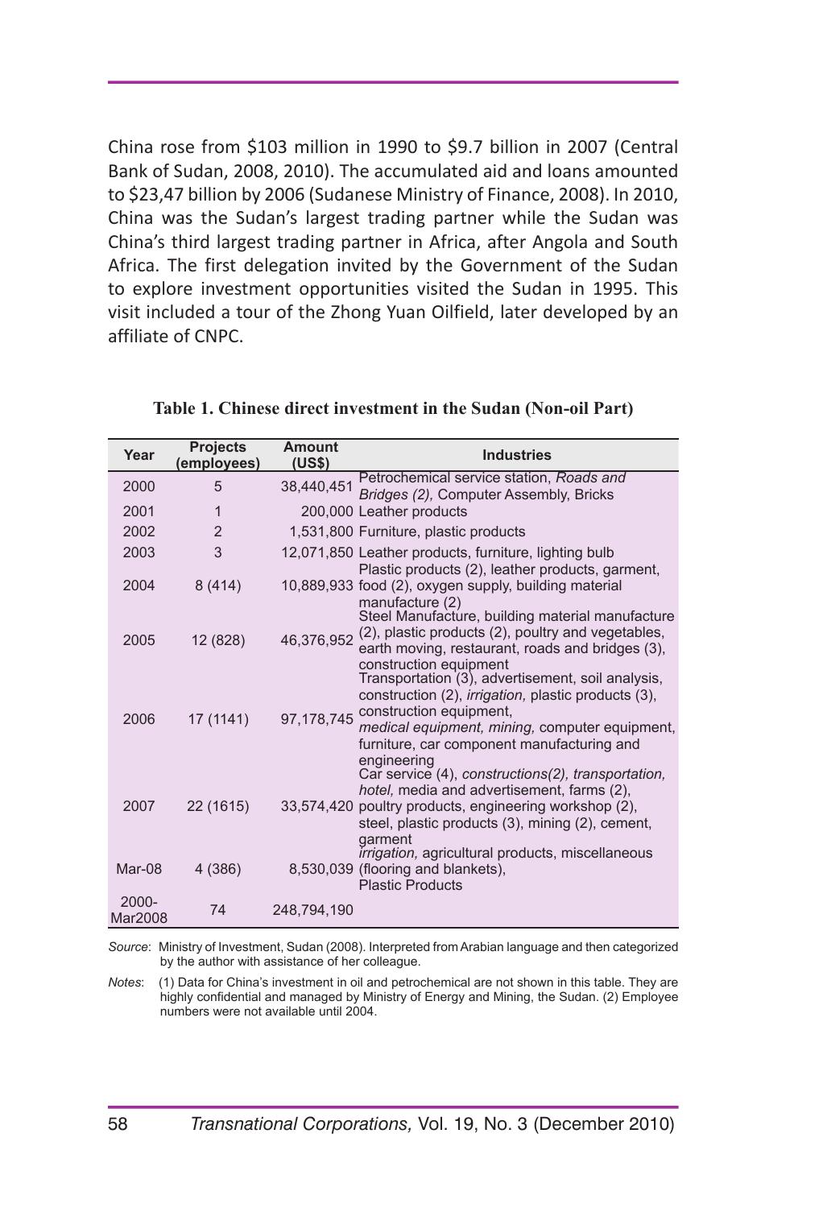China rose from $103 million in 1990 to $9.7 billion in 2007 (Central Bank of Sudan, 2008, 2010). The accumulated aid and loans amounted to $23,47 billion by 2006 (Sudanese Ministry of Finance, 2008). In 2010, China was the Sudan's largest trading partner while the Sudan was China's third largest trading partner in Africa, after Angola and South Africa. The first delegation invited by the Government of the Sudan to explore investment opportunities visited the Sudan in 1995. This visit included a tour of the Zhong Yuan Oilfield, later developed by an affiliate of CNPC.

**Table 1. Chinese direct investment in the Sudan (Non-oil Part)**

| Year | Projects (employees) | Amount (US$) | Industries |
|---|---|---|---|
| 2000 | 5 | 38,440,451 | Petrochemical service station, *Roads and Bridges (2),* Computer Assembly, Bricks |
| 2001 | 1 | 200,000 | Leather products |
| 2002 | 2 | 1,531,800 | Furniture, plastic products |
| 2003 | 3 | 12,071,850 | Leather products, furniture, lighting bulb |
| 2004 | 8 (414) | 10,889,933 | Plastic products (2), leather products, garment, food (2), oxygen supply, building material manufacture (2) |
| 2005 | 12 (828) | 46,376,952 | Steel Manufacture, building material manufacture (2), plastic products (2), poultry and vegetables, earth moving, restaurant, roads and bridges (3), construction equipment |
| 2006 | 17 (1141) | 97,178,745 | Transportation (3), advertisement, soil analysis, construction (2), *irrigation,* plastic products (3), construction equipment, *medical equipment, mining,* computer equipment, furniture, car component manufacturing and engineering |
| 2007 | 22 (1615) | 33,574,420 | Car service (4), *constructions(2), transportation, hotel,* media and advertisement, farms (2), poultry products, engineering workshop (2), steel, plastic products (3), mining (2), cement, garment |
| Mar-08 | 4 (386) | 8,530,039 | *irrigation,* agricultural products, miscellaneous (flooring and blankets), Plastic Products |
| 2000-Mar2008 | 74 | 248,794,190 | |

*Source*: Ministry of Investment, Sudan (2008). Interpreted from Arabian language and then categorized by the author with assistance of her colleague.

*Notes*: (1) Data for China's investment in oil and petrochemical are not shown in this table. They are highly confidential and managed by Ministry of Energy and Mining, the Sudan. (2) Employee numbers were not available until 2004.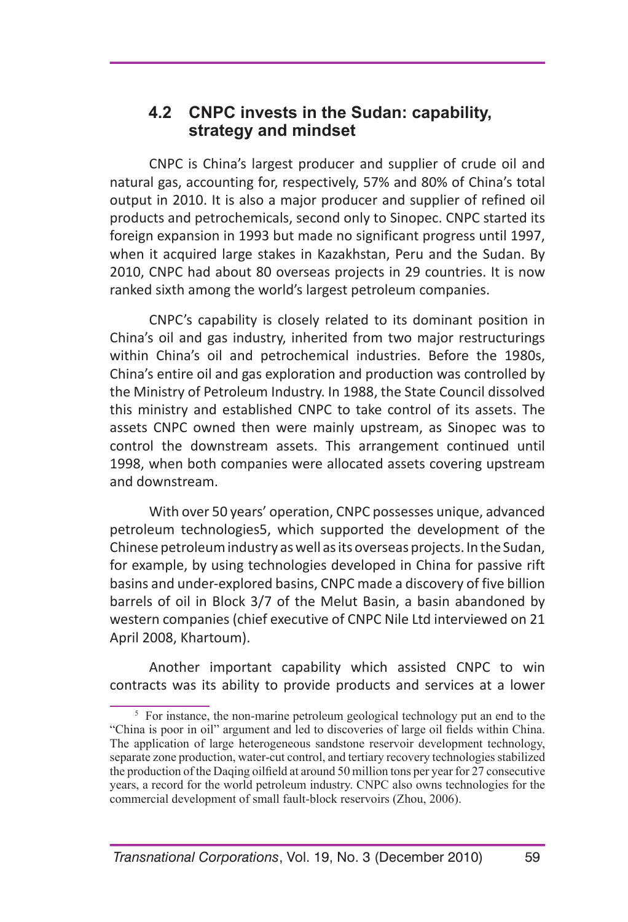## 4.2 CNPC invests in the Sudan: capability, strategy and mindset

CNPC is China's largest producer and supplier of crude oil and natural gas, accounting for, respectively, 57% and 80% of China's total output in 2010. It is also a major producer and supplier of refined oil products and petrochemicals, second only to Sinopec. CNPC started its foreign expansion in 1993 but made no significant progress until 1997, when it acquired large stakes in Kazakhstan, Peru and the Sudan. By 2010, CNPC had about 80 overseas projects in 29 countries. It is now ranked sixth among the world's largest petroleum companies.

CNPC's capability is closely related to its dominant position in China's oil and gas industry, inherited from two major restructurings within China's oil and petrochemical industries. Before the 1980s, China's entire oil and gas exploration and production was controlled by the Ministry of Petroleum Industry. In 1988, the State Council dissolved this ministry and established CNPC to take control of its assets. The assets CNPC owned then were mainly upstream, as Sinopec was to control the downstream assets. This arrangement continued until 1998, when both companies were allocated assets covering upstream and downstream.

With over 50 years' operation, CNPC possesses unique, advanced petroleum technologies[5], which supported the development of the Chinese petroleum industry as well as its overseas projects. In the Sudan, for example, by using technologies developed in China for passive rift basins and under-explored basins, CNPC made a discovery of five billion barrels of oil in Block 3/7 of the Melut Basin, a basin abandoned by western companies (chief executive of CNPC Nile Ltd interviewed on 21 April 2008, Khartoum).

Another important capability which assisted CNPC to win contracts was its ability to provide products and services at a lower

[5] For instance, the non-marine petroleum geological technology put an end to the "China is poor in oil" argument and led to discoveries of large oil fields within China. The application of large heterogeneous sandstone reservoir development technology, separate zone production, water-cut control, and tertiary recovery technologies stabilized the production of the Daqing oilfield at around 50 million tons per year for 27 consecutive years, a record for the world petroleum industry. CNPC also owns technologies for the commercial development of small fault-block reservoirs (Zhou, 2006).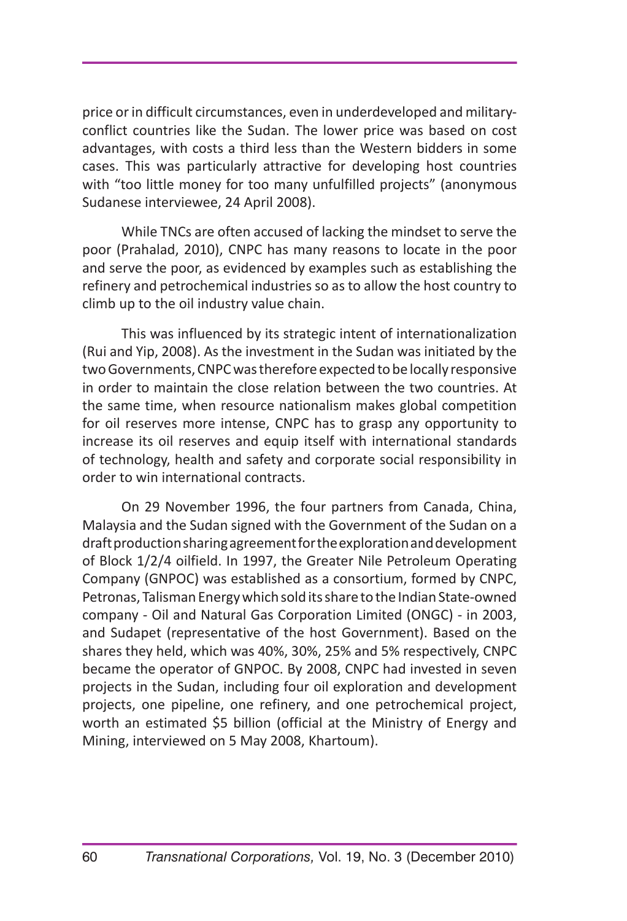price or in difficult circumstances, even in underdeveloped and military-conflict countries like the Sudan. The lower price was based on cost advantages, with costs a third less than the Western bidders in some cases. This was particularly attractive for developing host countries with "too little money for too many unfulfilled projects" (anonymous Sudanese interviewee, 24 April 2008).

While TNCs are often accused of lacking the mindset to serve the poor (Prahalad, 2010), CNPC has many reasons to locate in the poor and serve the poor, as evidenced by examples such as establishing the refinery and petrochemical industries so as to allow the host country to climb up to the oil industry value chain.

This was influenced by its strategic intent of internationalization (Rui and Yip, 2008). As the investment in the Sudan was initiated by the two Governments, CNPC was therefore expected to be locally responsive in order to maintain the close relation between the two countries. At the same time, when resource nationalism makes global competition for oil reserves more intense, CNPC has to grasp any opportunity to increase its oil reserves and equip itself with international standards of technology, health and safety and corporate social responsibility in order to win international contracts.

On 29 November 1996, the four partners from Canada, China, Malaysia and the Sudan signed with the Government of the Sudan on a draft production sharing agreement for the exploration and development of Block 1/2/4 oilfield. In 1997, the Greater Nile Petroleum Operating Company (GNPOC) was established as a consortium, formed by CNPC, Petronas, Talisman Energy which sold its share to the Indian State-owned company - Oil and Natural Gas Corporation Limited (ONGC) - in 2003, and Sudapet (representative of the host Government). Based on the shares they held, which was 40%, 30%, 25% and 5% respectively, CNPC became the operator of GNPOC. By 2008, CNPC had invested in seven projects in the Sudan, including four oil exploration and development projects, one pipeline, one refinery, and one petrochemical project, worth an estimated $5 billion (official at the Ministry of Energy and Mining, interviewed on 5 May 2008, Khartoum).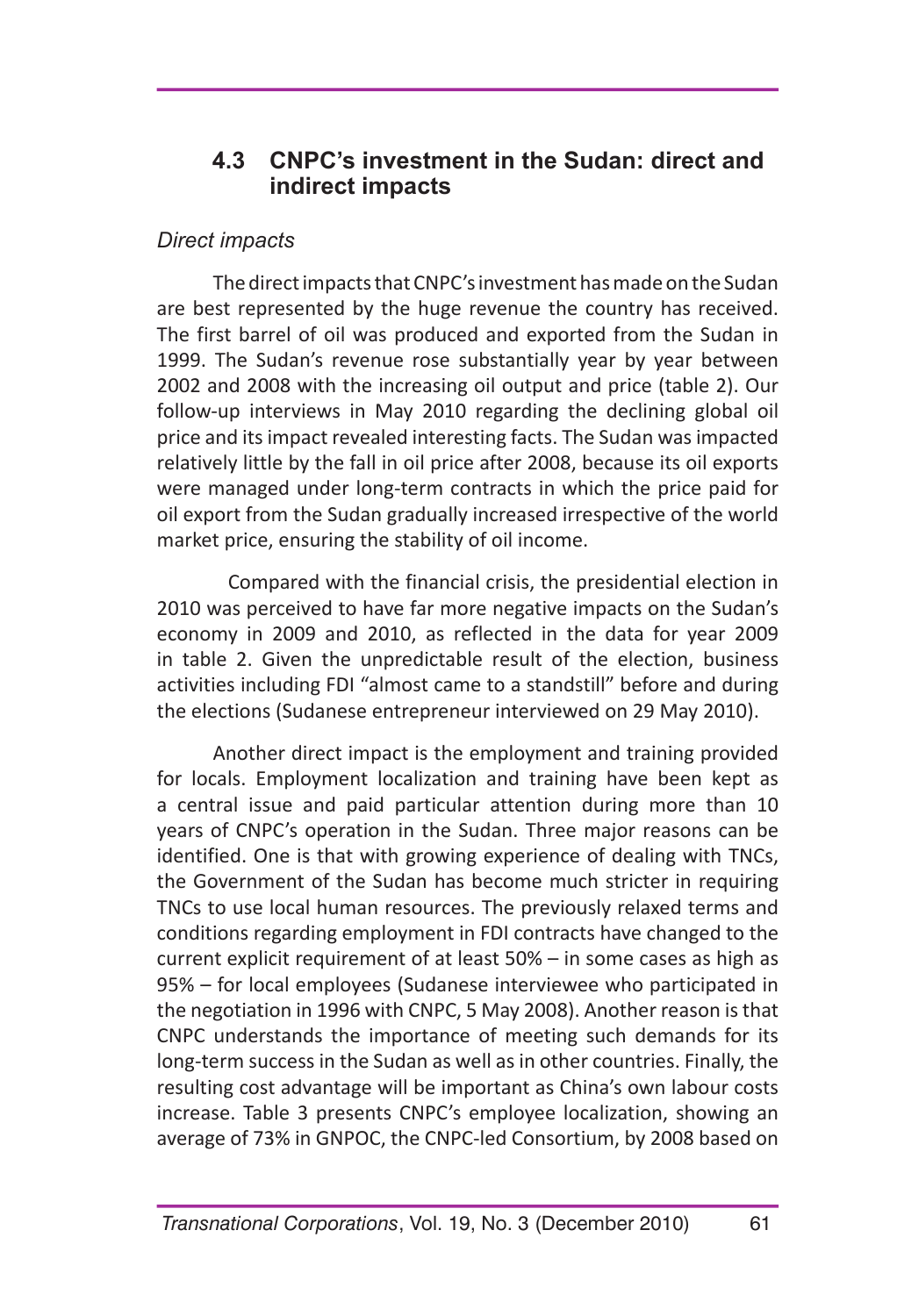## 4.3 CNPC's investment in the Sudan: direct and indirect impacts

*Direct impacts*

The direct impacts that CNPC's investment has made on the Sudan are best represented by the huge revenue the country has received. The first barrel of oil was produced and exported from the Sudan in 1999. The Sudan's revenue rose substantially year by year between 2002 and 2008 with the increasing oil output and price (table 2). Our follow-up interviews in May 2010 regarding the declining global oil price and its impact revealed interesting facts. The Sudan was impacted relatively little by the fall in oil price after 2008, because its oil exports were managed under long-term contracts in which the price paid for oil export from the Sudan gradually increased irrespective of the world market price, ensuring the stability of oil income.

Compared with the financial crisis, the presidential election in 2010 was perceived to have far more negative impacts on the Sudan's economy in 2009 and 2010, as reflected in the data for year 2009 in table 2. Given the unpredictable result of the election, business activities including FDI "almost came to a standstill" before and during the elections (Sudanese entrepreneur interviewed on 29 May 2010).

Another direct impact is the employment and training provided for locals. Employment localization and training have been kept as a central issue and paid particular attention during more than 10 years of CNPC's operation in the Sudan. Three major reasons can be identified. One is that with growing experience of dealing with TNCs, the Government of the Sudan has become much stricter in requiring TNCs to use local human resources. The previously relaxed terms and conditions regarding employment in FDI contracts have changed to the current explicit requirement of at least 50% – in some cases as high as 95% – for local employees (Sudanese interviewee who participated in the negotiation in 1996 with CNPC, 5 May 2008). Another reason is that CNPC understands the importance of meeting such demands for its long-term success in the Sudan as well as in other countries. Finally, the resulting cost advantage will be important as China's own labour costs increase. Table 3 presents CNPC's employee localization, showing an average of 73% in GNPOC, the CNPC-led Consortium, by 2008 based on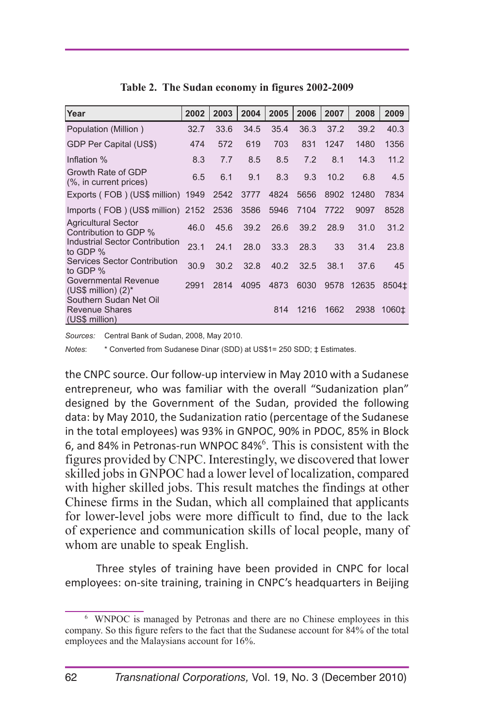**Table 2. The Sudan economy in figures 2002-2009**

| Year | 2002 | 2003 | 2004 | 2005 | 2006 | 2007 | 2008 | 2009 |
|---|---|---|---|---|---|---|---|---|
| Population (Million ) | 32.7 | 33.6 | 34.5 | 35.4 | 36.3 | 37.2 | 39.2 | 40.3 |
| GDP Per Capital (US$) | 474 | 572 | 619 | 703 | 831 | 1247 | 1480 | 1356 |
| Inflation % | 8.3 | 7.7 | 8.5 | 8.5 | 7.2 | 8.1 | 14.3 | 11.2 |
| Growth Rate of GDP (%, in current prices) | 6.5 | 6.1 | 9.1 | 8.3 | 9.3 | 10.2 | 6.8 | 4.5 |
| Exports ( FOB ) (US$ million) | 1949 | 2542 | 3777 | 4824 | 5656 | 8902 | 12480 | 7834 |
| Imports ( FOB ) (US$ million) | 2152 | 2536 | 3586 | 5946 | 7104 | 7722 | 9097 | 8528 |
| Agricultural Sector Contribution to GDP % | 46.0 | 45.6 | 39.2 | 26.6 | 39.2 | 28.9 | 31.0 | 31.2 |
| Industrial Sector Contribution to GDP % | 23.1 | 24.1 | 28.0 | 33.3 | 28.3 | 33 | 31.4 | 23.8 |
| Services Sector Contribution to GDP % | 30.9 | 30.2 | 32.8 | 40.2 | 32.5 | 38.1 | 37.6 | 45 |
| Governmental Revenue (US$ million) (2)* | 2991 | 2814 | 4095 | 4873 | 6030 | 9578 | 12635 | 8504‡ |
| Southern Sudan Net Oil Revenue Shares (US$ million) | | | | 814 | 1216 | 1662 | 2938 | 1060‡ |

*Sources:* Central Bank of Sudan, 2008, May 2010.

*Notes*: * Converted from Sudanese Dinar (SDD) at US$1= 250 SDD; ‡ Estimates.

the CNPC source. Our follow-up interview in May 2010 with a Sudanese entrepreneur, who was familiar with the overall "Sudanization plan" designed by the Government of the Sudan, provided the following data: by May 2010, the Sudanization ratio (percentage of the Sudanese in the total employees) was 93% in GNPOC, 90% in PDOC, 85% in Block 6, and 84% in Petronas-run WNPOC 84%[6]. This is consistent with the figures provided by CNPC. Interestingly, we discovered that lower skilled jobs in GNPOC had a lower level of localization, compared with higher skilled jobs. This result matches the findings at other Chinese firms in the Sudan, which all complained that applicants for lower-level jobs were more difficult to find, due to the lack of experience and communication skills of local people, many of whom are unable to speak English.

Three styles of training have been provided in CNPC for local employees: on-site training, training in CNPC's headquarters in Beijing

[6] WNPOC is managed by Petronas and there are no Chinese employees in this company. So this figure refers to the fact that the Sudanese account for 84% of the total employees and the Malaysians account for 16%.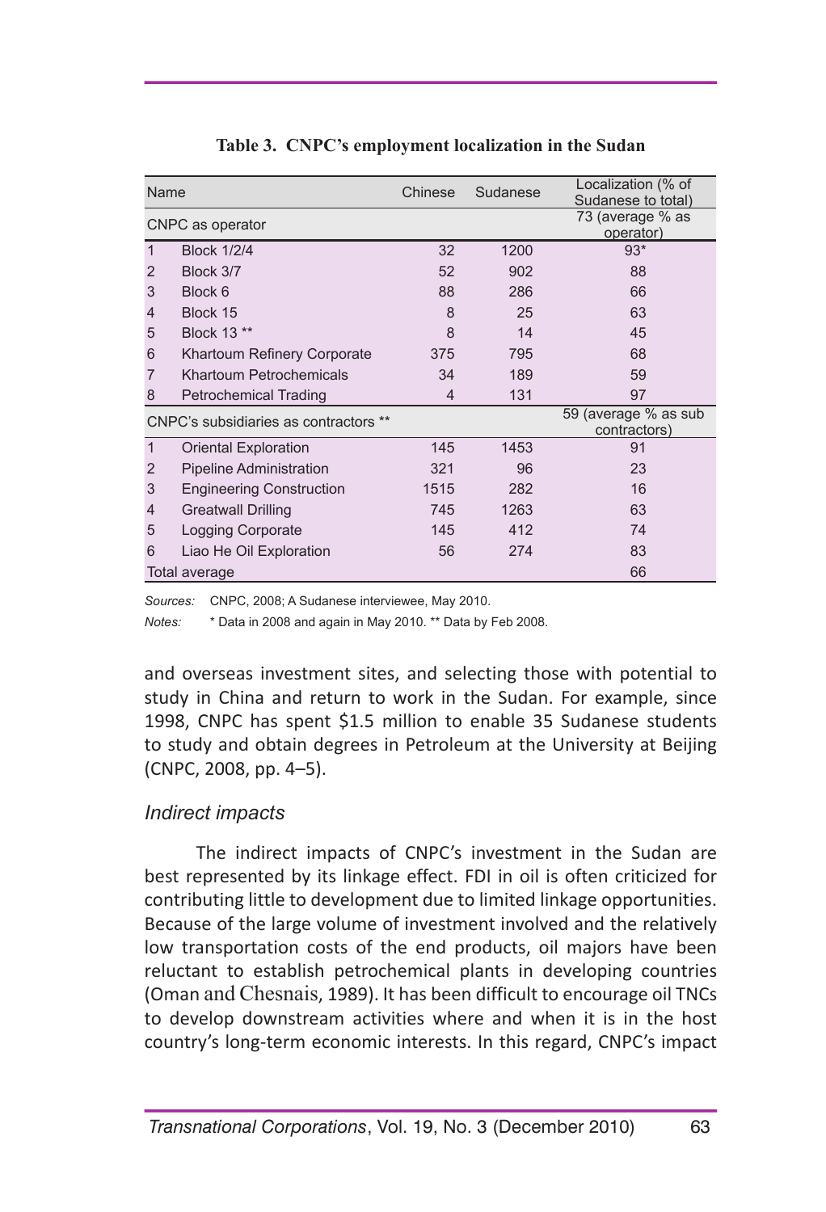**Table 3. CNPC's employment localization in the Sudan**

| | Name | Chinese | Sudanese | Localization (% of Sudanese to total) |
|---|---|---|---|---|
| CNPC as operator | | | | 73 (average % as operator) |
| 1 | Block 1/2/4 | 32 | 1200 | 93* |
| 2 | Block 3/7 | 52 | 902 | 88 |
| 3 | Block 6 | 88 | 286 | 66 |
| 4 | Block 15 | 8 | 25 | 63 |
| 5 | Block 13 ** | 8 | 14 | 45 |
| 6 | Khartoum Refinery Corporate | 375 | 795 | 68 |
| 7 | Khartoum Petrochemicals | 34 | 189 | 59 |
| 8 | Petrochemical Trading | 4 | 131 | 97 |
| CNPC's subsidiaries as contractors ** | | | | 59 (average % as sub contractors) |
| 1 | Oriental Exploration | 145 | 1453 | 91 |
| 2 | Pipeline Administration | 321 | 96 | 23 |
| 3 | Engineering Construction | 1515 | 282 | 16 |
| 4 | Greatwall Drilling | 745 | 1263 | 63 |
| 5 | Logging Corporate | 145 | 412 | 74 |
| 6 | Liao He Oil Exploration | 56 | 274 | 83 |
| Total average | | | | 66 |

*Sources:* CNPC, 2008; A Sudanese interviewee, May 2010.

*Notes:* * Data in 2008 and again in May 2010. ** Data by Feb 2008.

and overseas investment sites, and selecting those with potential to study in China and return to work in the Sudan. For example, since 1998, CNPC has spent $1.5 million to enable 35 Sudanese students to study and obtain degrees in Petroleum at the University at Beijing (CNPC, 2008, pp. 4–5).

### *Indirect impacts*

The indirect impacts of CNPC's investment in the Sudan are best represented by its linkage effect. FDI in oil is often criticized for contributing little to development due to limited linkage opportunities. Because of the large volume of investment involved and the relatively low transportation costs of the end products, oil majors have been reluctant to establish petrochemical plants in developing countries (Oman and Chesnais, 1989). It has been difficult to encourage oil TNCs to develop downstream activities where and when it is in the host country's long-term economic interests. In this regard, CNPC's impact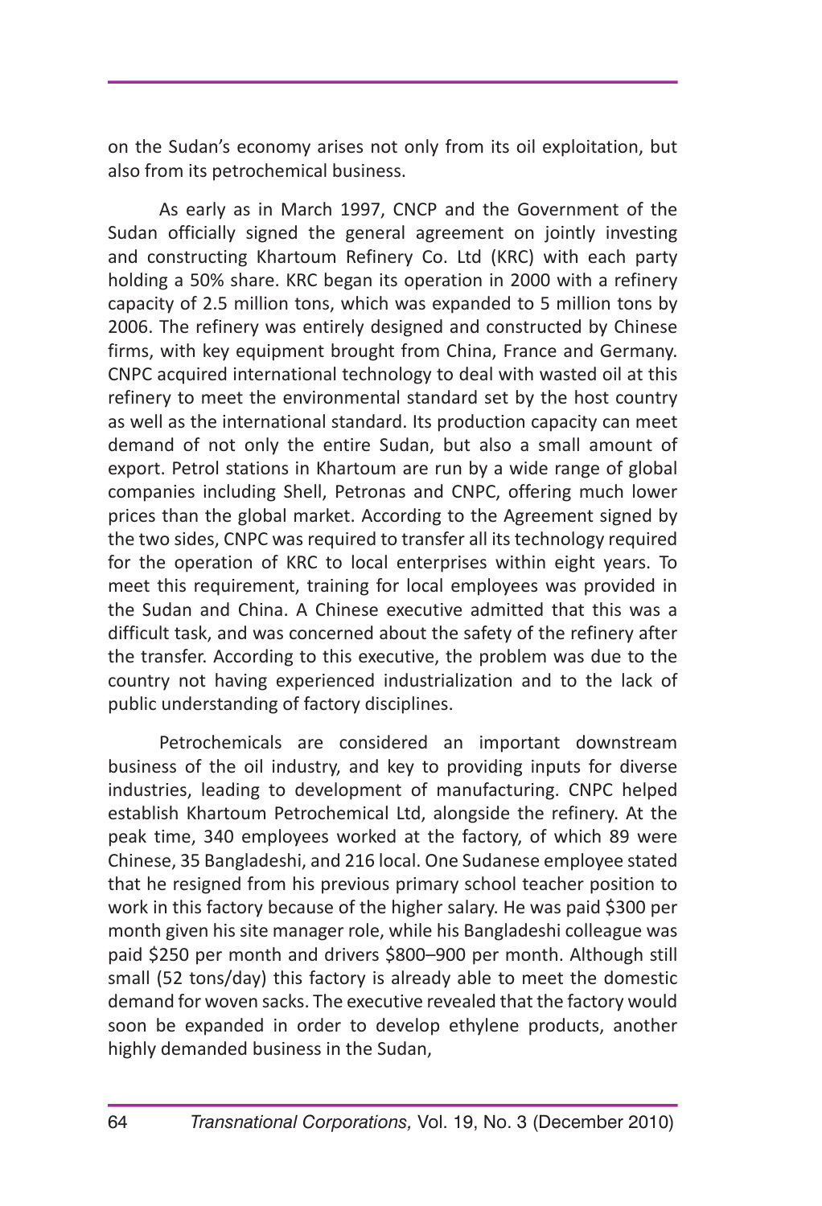on the Sudan's economy arises not only from its oil exploitation, but also from its petrochemical business.

As early as in March 1997, CNCP and the Government of the Sudan officially signed the general agreement on jointly investing and constructing Khartoum Refinery Co. Ltd (KRC) with each party holding a 50% share. KRC began its operation in 2000 with a refinery capacity of 2.5 million tons, which was expanded to 5 million tons by 2006. The refinery was entirely designed and constructed by Chinese firms, with key equipment brought from China, France and Germany. CNPC acquired international technology to deal with wasted oil at this refinery to meet the environmental standard set by the host country as well as the international standard. Its production capacity can meet demand of not only the entire Sudan, but also a small amount of export. Petrol stations in Khartoum are run by a wide range of global companies including Shell, Petronas and CNPC, offering much lower prices than the global market. According to the Agreement signed by the two sides, CNPC was required to transfer all its technology required for the operation of KRC to local enterprises within eight years. To meet this requirement, training for local employees was provided in the Sudan and China. A Chinese executive admitted that this was a difficult task, and was concerned about the safety of the refinery after the transfer. According to this executive, the problem was due to the country not having experienced industrialization and to the lack of public understanding of factory disciplines.

Petrochemicals are considered an important downstream business of the oil industry, and key to providing inputs for diverse industries, leading to development of manufacturing. CNPC helped establish Khartoum Petrochemical Ltd, alongside the refinery. At the peak time, 340 employees worked at the factory, of which 89 were Chinese, 35 Bangladeshi, and 216 local. One Sudanese employee stated that he resigned from his previous primary school teacher position to work in this factory because of the higher salary. He was paid $300 per month given his site manager role, while his Bangladeshi colleague was paid $250 per month and drivers $800–900 per month. Although still small (52 tons/day) this factory is already able to meet the domestic demand for woven sacks. The executive revealed that the factory would soon be expanded in order to develop ethylene products, another highly demanded business in the Sudan,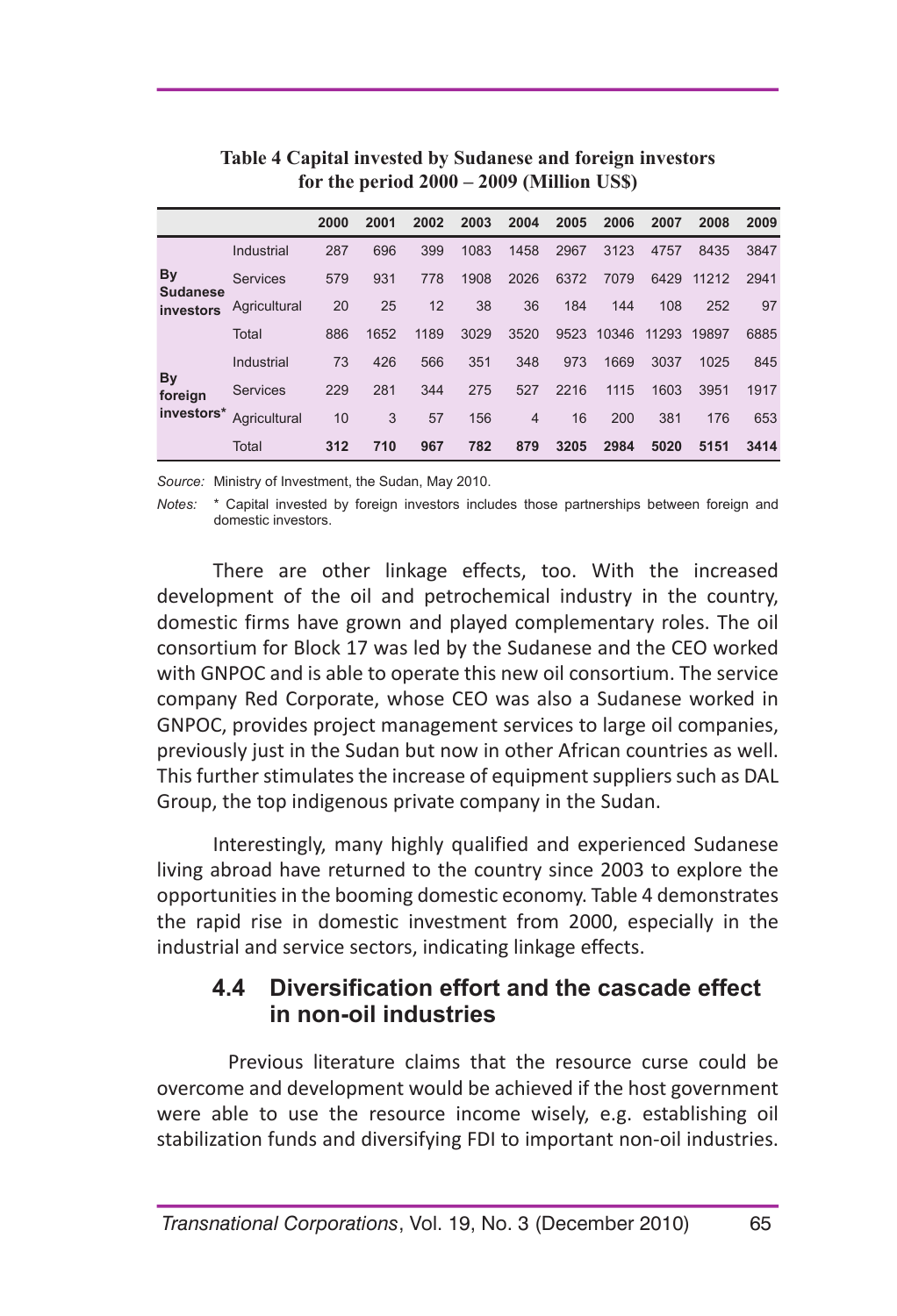**Table 4 Capital invested by Sudanese and foreign investors for the period 2000 – 2009 (Million US$)**

| | | 2000 | 2001 | 2002 | 2003 | 2004 | 2005 | 2006 | 2007 | 2008 | 2009 |
|---|---|---|---|---|---|---|---|---|---|---|---|
| By Sudanese investors | Industrial | 287 | 696 | 399 | 1083 | 1458 | 2967 | 3123 | 4757 | 8435 | 3847 |
| | Services | 579 | 931 | 778 | 1908 | 2026 | 6372 | 7079 | 6429 | 11212 | 2941 |
| | Agricultural | 20 | 25 | 12 | 38 | 36 | 184 | 144 | 108 | 252 | 97 |
| | Total | 886 | 1652 | 1189 | 3029 | 3520 | 9523 | 10346 | 11293 | 19897 | 6885 |
| By foreign investors* | Industrial | 73 | 426 | 566 | 351 | 348 | 973 | 1669 | 3037 | 1025 | 845 |
| | Services | 229 | 281 | 344 | 275 | 527 | 2216 | 1115 | 1603 | 3951 | 1917 |
| | Agricultural | 10 | 3 | 57 | 156 | 4 | 16 | 200 | 381 | 176 | 653 |
| | Total | **312** | **710** | **967** | **782** | **879** | **3205** | **2984** | **5020** | **5151** | **3414** |

*Source:* Ministry of Investment, the Sudan, May 2010.

*Notes:* * Capital invested by foreign investors includes those partnerships between foreign and domestic investors.

There are other linkage effects, too. With the increased development of the oil and petrochemical industry in the country, domestic firms have grown and played complementary roles. The oil consortium for Block 17 was led by the Sudanese and the CEO worked with GNPOC and is able to operate this new oil consortium. The service company Red Corporate, whose CEO was also a Sudanese worked in GNPOC, provides project management services to large oil companies, previously just in the Sudan but now in other African countries as well. This further stimulates the increase of equipment suppliers such as DAL Group, the top indigenous private company in the Sudan.

Interestingly, many highly qualified and experienced Sudanese living abroad have returned to the country since 2003 to explore the opportunities in the booming domestic economy. Table 4 demonstrates the rapid rise in domestic investment from 2000, especially in the industrial and service sectors, indicating linkage effects.

### 4.4 Diversification effort and the cascade effect in non-oil industries

Previous literature claims that the resource curse could be overcome and development would be achieved if the host government were able to use the resource income wisely, e.g. establishing oil stabilization funds and diversifying FDI to important non-oil industries.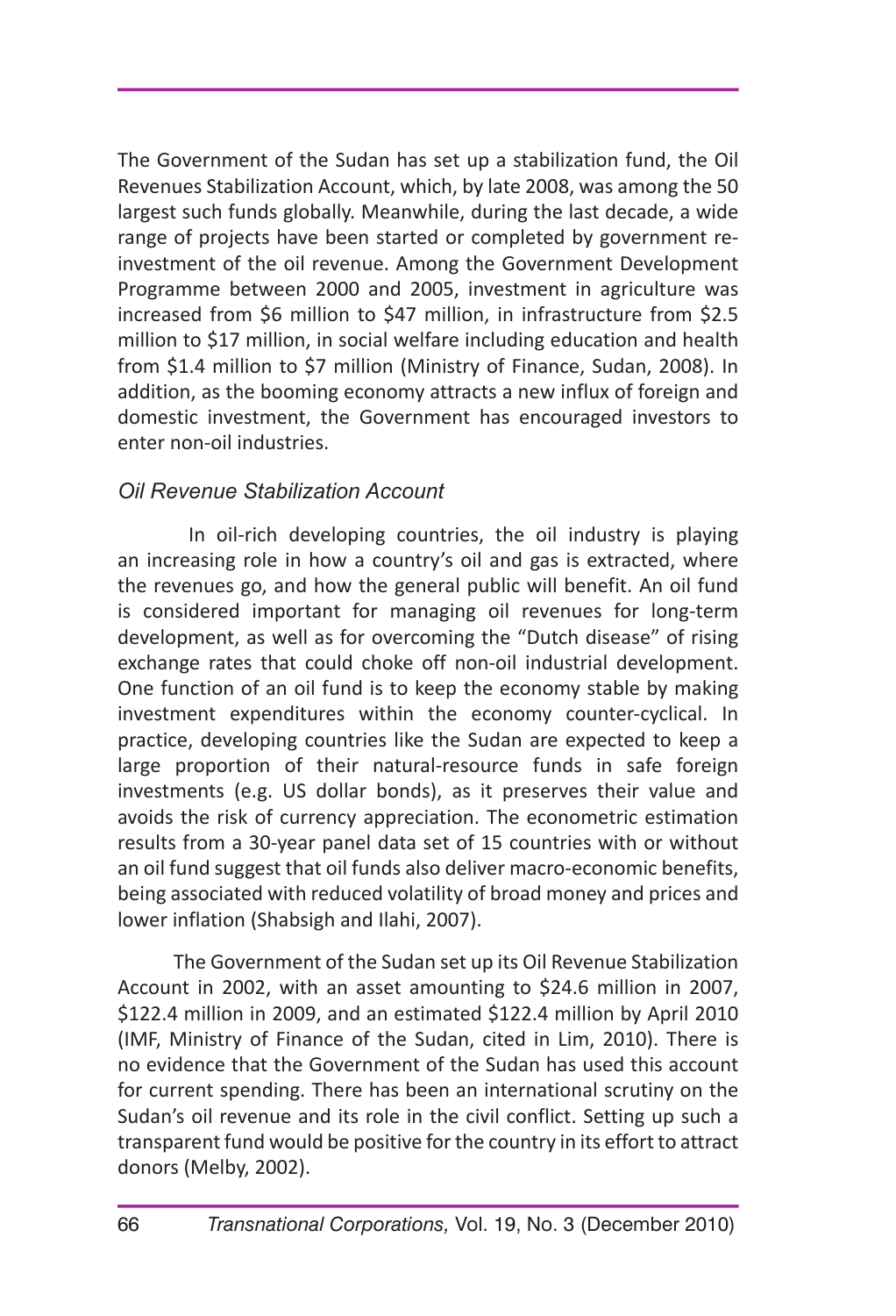The Government of the Sudan has set up a stabilization fund, the Oil Revenues Stabilization Account, which, by late 2008, was among the 50 largest such funds globally. Meanwhile, during the last decade, a wide range of projects have been started or completed by government re-investment of the oil revenue. Among the Government Development Programme between 2000 and 2005, investment in agriculture was increased from $6 million to $47 million, in infrastructure from $2.5 million to $17 million, in social welfare including education and health from $1.4 million to $7 million (Ministry of Finance, Sudan, 2008). In addition, as the booming economy attracts a new influx of foreign and domestic investment, the Government has encouraged investors to enter non-oil industries.

### *Oil Revenue Stabilization Account*

In oil-rich developing countries, the oil industry is playing an increasing role in how a country's oil and gas is extracted, where the revenues go, and how the general public will benefit. An oil fund is considered important for managing oil revenues for long-term development, as well as for overcoming the "Dutch disease" of rising exchange rates that could choke off non-oil industrial development. One function of an oil fund is to keep the economy stable by making investment expenditures within the economy counter-cyclical. In practice, developing countries like the Sudan are expected to keep a large proportion of their natural-resource funds in safe foreign investments (e.g. US dollar bonds), as it preserves their value and avoids the risk of currency appreciation. The econometric estimation results from a 30-year panel data set of 15 countries with or without an oil fund suggest that oil funds also deliver macro-economic benefits, being associated with reduced volatility of broad money and prices and lower inflation (Shabsigh and Ilahi, 2007).

The Government of the Sudan set up its Oil Revenue Stabilization Account in 2002, with an asset amounting to $24.6 million in 2007, $122.4 million in 2009, and an estimated $122.4 million by April 2010 (IMF, Ministry of Finance of the Sudan, cited in Lim, 2010). There is no evidence that the Government of the Sudan has used this account for current spending. There has been an international scrutiny on the Sudan's oil revenue and its role in the civil conflict. Setting up such a transparent fund would be positive for the country in its effort to attract donors (Melby, 2002).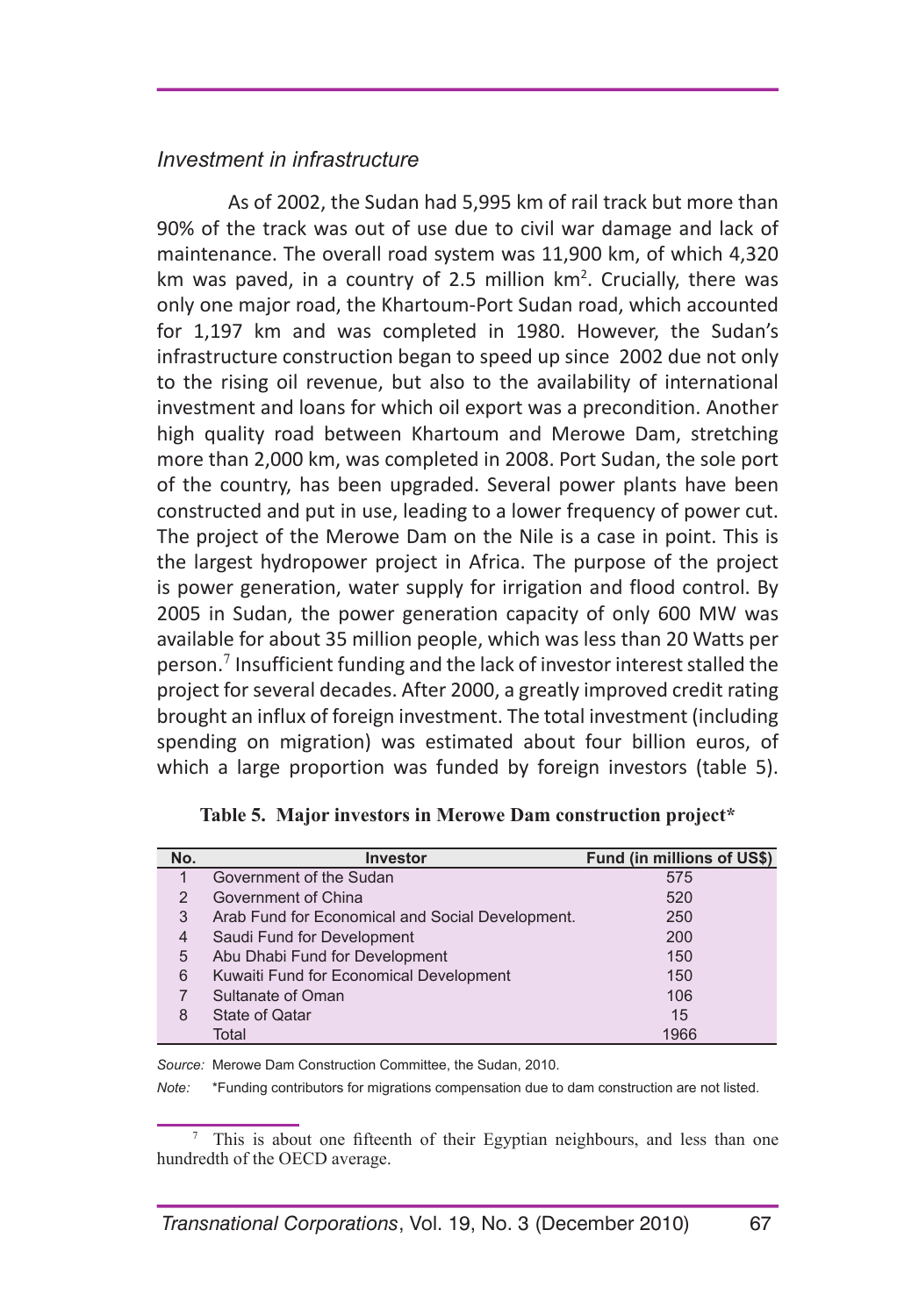### *Investment in infrastructure*

As of 2002, the Sudan had 5,995 km of rail track but more than 90% of the track was out of use due to civil war damage and lack of maintenance. The overall road system was 11,900 km, of which 4,320 km was paved, in a country of 2.5 million km$^2$. Crucially, there was only one major road, the Khartoum-Port Sudan road, which accounted for 1,197 km and was completed in 1980. However, the Sudan's infrastructure construction began to speed up since 2002 due not only to the rising oil revenue, but also to the availability of international investment and loans for which oil export was a precondition. Another high quality road between Khartoum and Merowe Dam, stretching more than 2,000 km, was completed in 2008. Port Sudan, the sole port of the country, has been upgraded. Several power plants have been constructed and put in use, leading to a lower frequency of power cut. The project of the Merowe Dam on the Nile is a case in point. This is the largest hydropower project in Africa. The purpose of the project is power generation, water supply for irrigation and flood control. By 2005 in Sudan, the power generation capacity of only 600 MW was available for about 35 million people, which was less than 20 Watts per person.[7] Insufficient funding and the lack of investor interest stalled the project for several decades. After 2000, a greatly improved credit rating brought an influx of foreign investment. The total investment (including spending on migration) was estimated about four billion euros, of which a large proportion was funded by foreign investors (table 5).

**Table 5. Major investors in Merowe Dam construction project***

| No. | Investor | Fund (in millions of US$) |
|---|---|---|
| 1 | Government of the Sudan | 575 |
| 2 | Government of China | 520 |
| 3 | Arab Fund for Economical and Social Development. | 250 |
| 4 | Saudi Fund for Development | 200 |
| 5 | Abu Dhabi Fund for Development | 150 |
| 6 | Kuwaiti Fund for Economical Development | 150 |
| 7 | Sultanate of Oman | 106 |
| 8 | State of Qatar | 15 |
| | Total | 1966 |

*Source:* Merowe Dam Construction Committee, the Sudan, 2010.

*Note:* *Funding contributors for migrations compensation due to dam construction are not listed.

[7] This is about one fifteenth of their Egyptian neighbours, and less than one hundredth of the OECD average.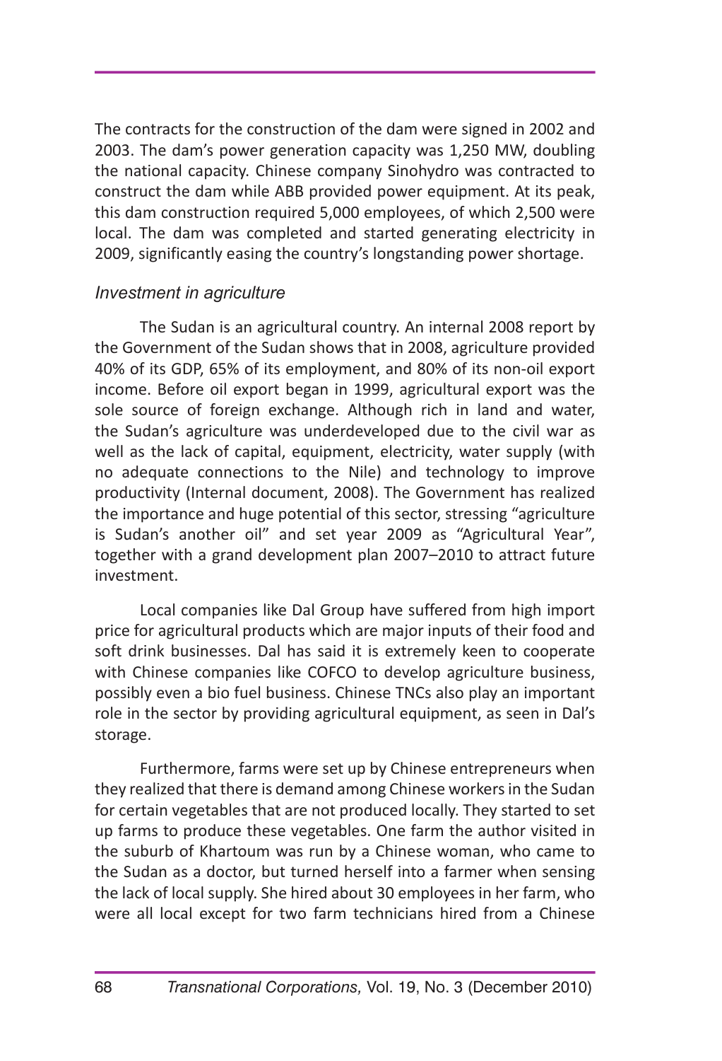The contracts for the construction of the dam were signed in 2002 and 2003. The dam's power generation capacity was 1,250 MW, doubling the national capacity. Chinese company Sinohydro was contracted to construct the dam while ABB provided power equipment. At its peak, this dam construction required 5,000 employees, of which 2,500 were local. The dam was completed and started generating electricity in 2009, significantly easing the country's longstanding power shortage.

### *Investment in agriculture*

The Sudan is an agricultural country. An internal 2008 report by the Government of the Sudan shows that in 2008, agriculture provided 40% of its GDP, 65% of its employment, and 80% of its non-oil export income. Before oil export began in 1999, agricultural export was the sole source of foreign exchange. Although rich in land and water, the Sudan's agriculture was underdeveloped due to the civil war as well as the lack of capital, equipment, electricity, water supply (with no adequate connections to the Nile) and technology to improve productivity (Internal document, 2008). The Government has realized the importance and huge potential of this sector, stressing "agriculture is Sudan's another oil" and set year 2009 as "Agricultural Year", together with a grand development plan 2007–2010 to attract future investment.

Local companies like Dal Group have suffered from high import price for agricultural products which are major inputs of their food and soft drink businesses. Dal has said it is extremely keen to cooperate with Chinese companies like COFCO to develop agriculture business, possibly even a bio fuel business. Chinese TNCs also play an important role in the sector by providing agricultural equipment, as seen in Dal's storage.

Furthermore, farms were set up by Chinese entrepreneurs when they realized that there is demand among Chinese workers in the Sudan for certain vegetables that are not produced locally. They started to set up farms to produce these vegetables. One farm the author visited in the suburb of Khartoum was run by a Chinese woman, who came to the Sudan as a doctor, but turned herself into a farmer when sensing the lack of local supply. She hired about 30 employees in her farm, who were all local except for two farm technicians hired from a Chinese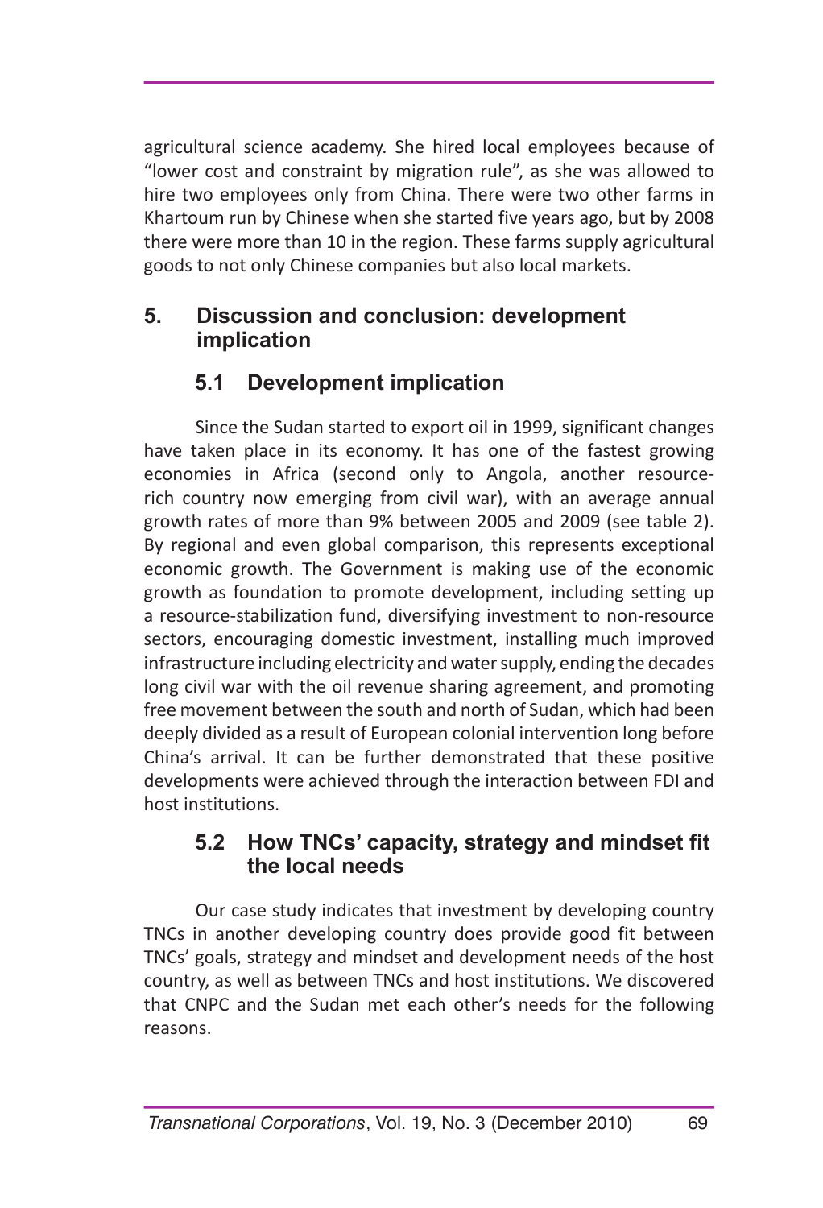agricultural science academy. She hired local employees because of "lower cost and constraint by migration rule", as she was allowed to hire two employees only from China. There were two other farms in Khartoum run by Chinese when she started five years ago, but by 2008 there were more than 10 in the region. These farms supply agricultural goods to not only Chinese companies but also local markets.

## 5. Discussion and conclusion: development implication

### 5.1 Development implication

Since the Sudan started to export oil in 1999, significant changes have taken place in its economy. It has one of the fastest growing economies in Africa (second only to Angola, another resource-rich country now emerging from civil war), with an average annual growth rates of more than 9% between 2005 and 2009 (see table 2). By regional and even global comparison, this represents exceptional economic growth. The Government is making use of the economic growth as foundation to promote development, including setting up a resource-stabilization fund, diversifying investment to non-resource sectors, encouraging domestic investment, installing much improved infrastructure including electricity and water supply, ending the decades long civil war with the oil revenue sharing agreement, and promoting free movement between the south and north of Sudan, which had been deeply divided as a result of European colonial intervention long before China's arrival. It can be further demonstrated that these positive developments were achieved through the interaction between FDI and host institutions.

### 5.2 How TNCs' capacity, strategy and mindset fit the local needs

Our case study indicates that investment by developing country TNCs in another developing country does provide good fit between TNCs' goals, strategy and mindset and development needs of the host country, as well as between TNCs and host institutions. We discovered that CNPC and the Sudan met each other's needs for the following reasons.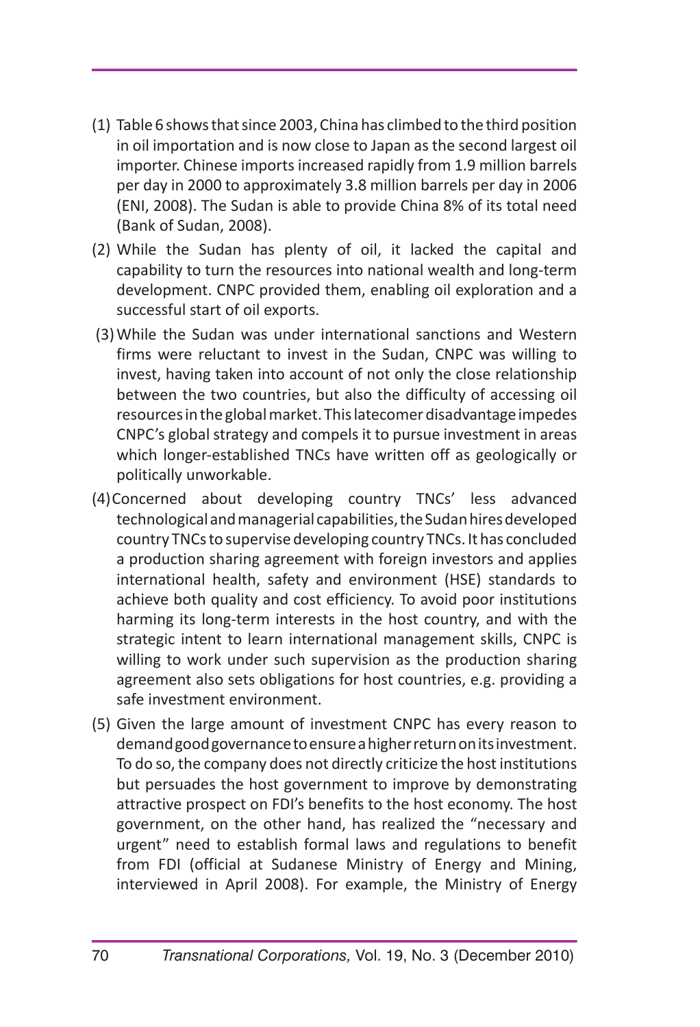(1) Table 6 shows that since 2003, China has climbed to the third position in oil importation and is now close to Japan as the second largest oil importer. Chinese imports increased rapidly from 1.9 million barrels per day in 2000 to approximately 3.8 million barrels per day in 2006 (ENI, 2008). The Sudan is able to provide China 8% of its total need (Bank of Sudan, 2008).

(2) While the Sudan has plenty of oil, it lacked the capital and capability to turn the resources into national wealth and long-term development. CNPC provided them, enabling oil exploration and a successful start of oil exports.

(3) While the Sudan was under international sanctions and Western firms were reluctant to invest in the Sudan, CNPC was willing to invest, having taken into account of not only the close relationship between the two countries, but also the difficulty of accessing oil resources in the global market. This latecomer disadvantage impedes CNPC's global strategy and compels it to pursue investment in areas which longer-established TNCs have written off as geologically or politically unworkable.

(4) Concerned about developing country TNCs' less advanced technological and managerial capabilities, the Sudan hires developed country TNCs to supervise developing country TNCs. It has concluded a production sharing agreement with foreign investors and applies international health, safety and environment (HSE) standards to achieve both quality and cost efficiency. To avoid poor institutions harming its long-term interests in the host country, and with the strategic intent to learn international management skills, CNPC is willing to work under such supervision as the production sharing agreement also sets obligations for host countries, e.g. providing a safe investment environment.

(5) Given the large amount of investment CNPC has every reason to demand good governance to ensure a higher return on its investment. To do so, the company does not directly criticize the host institutions but persuades the host government to improve by demonstrating attractive prospect on FDI's benefits to the host economy. The host government, on the other hand, has realized the "necessary and urgent" need to establish formal laws and regulations to benefit from FDI (official at Sudanese Ministry of Energy and Mining, interviewed in April 2008). For example, the Ministry of Energy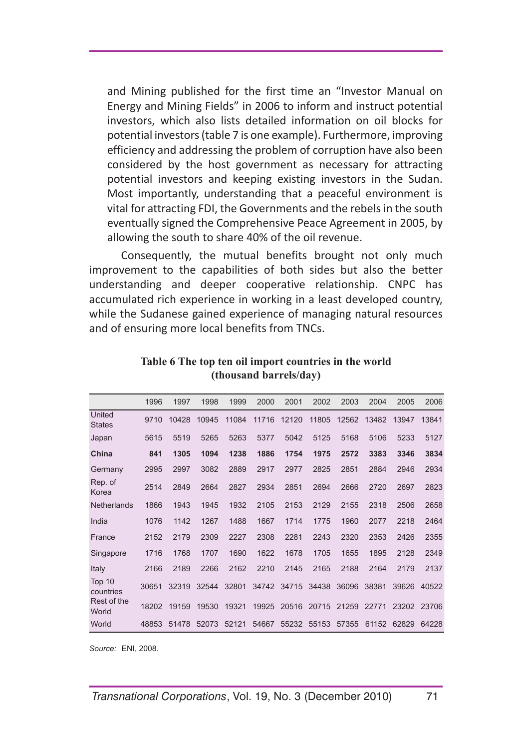and Mining published for the first time an “Investor Manual on Energy and Mining Fields” in 2006 to inform and instruct potential investors, which also lists detailed information on oil blocks for potential investors (table 7 is one example). Furthermore, improving efficiency and addressing the problem of corruption have also been considered by the host government as necessary for attracting potential investors and keeping existing investors in the Sudan. Most importantly, understanding that a peaceful environment is vital for attracting FDI, the Governments and the rebels in the south eventually signed the Comprehensive Peace Agreement in 2005, by allowing the south to share 40% of the oil revenue.

Consequently, the mutual benefits brought not only much improvement to the capabilities of both sides but also the better understanding and deeper cooperative relationship. CNPC has accumulated rich experience in working in a least developed country, while the Sudanese gained experience of managing natural resources and of ensuring more local benefits from TNCs.

**Table 6 The top ten oil import countries in the world (thousand barrels/day)**

| | 1996 | 1997 | 1998 | 1999 | 2000 | 2001 | 2002 | 2003 | 2004 | 2005 | 2006 |
|---|---|---|---|---|---|---|---|---|---|---|---|
| United States | 9710 | 10428 | 10945 | 11084 | 11716 | 12120 | 11805 | 12562 | 13482 | 13947 | 13841 |
| Japan | 5615 | 5519 | 5265 | 5263 | 5377 | 5042 | 5125 | 5168 | 5106 | 5233 | 5127 |
| **China** | **841** | **1305** | **1094** | **1238** | **1886** | **1754** | **1975** | **2572** | **3383** | **3346** | **3834** |
| Germany | 2995 | 2997 | 3082 | 2889 | 2917 | 2977 | 2825 | 2851 | 2884 | 2946 | 2934 |
| Rep. of Korea | 2514 | 2849 | 2664 | 2827 | 2934 | 2851 | 2694 | 2666 | 2720 | 2697 | 2823 |
| Netherlands | 1866 | 1943 | 1945 | 1932 | 2105 | 2153 | 2129 | 2155 | 2318 | 2506 | 2658 |
| India | 1076 | 1142 | 1267 | 1488 | 1667 | 1714 | 1775 | 1960 | 2077 | 2218 | 2464 |
| France | 2152 | 2179 | 2309 | 2227 | 2308 | 2281 | 2243 | 2320 | 2353 | 2426 | 2355 |
| Singapore | 1716 | 1768 | 1707 | 1690 | 1622 | 1678 | 1705 | 1655 | 1895 | 2128 | 2349 |
| Italy | 2166 | 2189 | 2266 | 2162 | 2210 | 2145 | 2165 | 2188 | 2164 | 2179 | 2137 |
| Top 10 countries | 30651 | 32319 | 32544 | 32801 | 34742 | 34715 | 34438 | 36096 | 38381 | 39626 | 40522 |
| Rest of the World | 18202 | 19159 | 19530 | 19321 | 19925 | 20516 | 20715 | 21259 | 22771 | 23202 | 23706 |
| World | 48853 | 51478 | 52073 | 52121 | 54667 | 55232 | 55153 | 57355 | 61152 | 62829 | 64228 |

*Source:* ENI, 2008.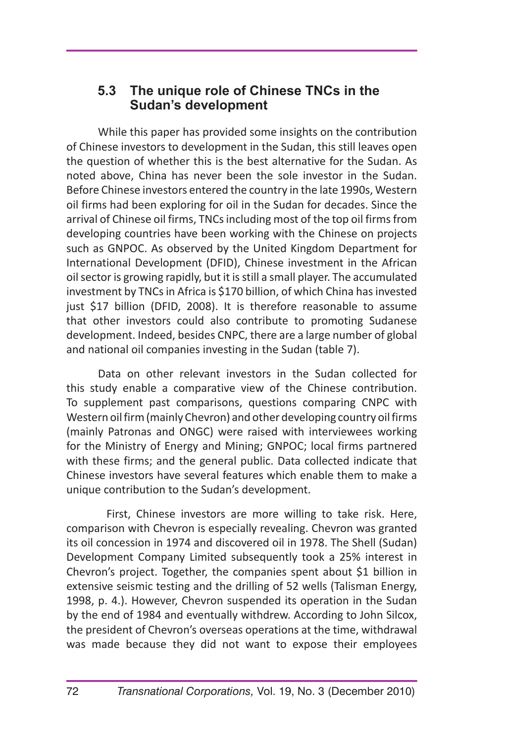## 5.3 The unique role of Chinese TNCs in the Sudan's development

While this paper has provided some insights on the contribution of Chinese investors to development in the Sudan, this still leaves open the question of whether this is the best alternative for the Sudan. As noted above, China has never been the sole investor in the Sudan. Before Chinese investors entered the country in the late 1990s, Western oil firms had been exploring for oil in the Sudan for decades. Since the arrival of Chinese oil firms, TNCs including most of the top oil firms from developing countries have been working with the Chinese on projects such as GNPOC. As observed by the United Kingdom Department for International Development (DFID), Chinese investment in the African oil sector is growing rapidly, but it is still a small player. The accumulated investment by TNCs in Africa is $170 billion, of which China has invested just $17 billion (DFID, 2008). It is therefore reasonable to assume that other investors could also contribute to promoting Sudanese development. Indeed, besides CNPC, there are a large number of global and national oil companies investing in the Sudan (table 7).

Data on other relevant investors in the Sudan collected for this study enable a comparative view of the Chinese contribution. To supplement past comparisons, questions comparing CNPC with Western oil firm (mainly Chevron) and other developing country oil firms (mainly Patronas and ONGC) were raised with interviewees working for the Ministry of Energy and Mining; GNPOC; local firms partnered with these firms; and the general public. Data collected indicate that Chinese investors have several features which enable them to make a unique contribution to the Sudan's development.

First, Chinese investors are more willing to take risk. Here, comparison with Chevron is especially revealing. Chevron was granted its oil concession in 1974 and discovered oil in 1978. The Shell (Sudan) Development Company Limited subsequently took a 25% interest in Chevron's project. Together, the companies spent about $1 billion in extensive seismic testing and the drilling of 52 wells (Talisman Energy, 1998, p. 4.). However, Chevron suspended its operation in the Sudan by the end of 1984 and eventually withdrew. According to John Silcox, the president of Chevron's overseas operations at the time, withdrawal was made because they did not want to expose their employees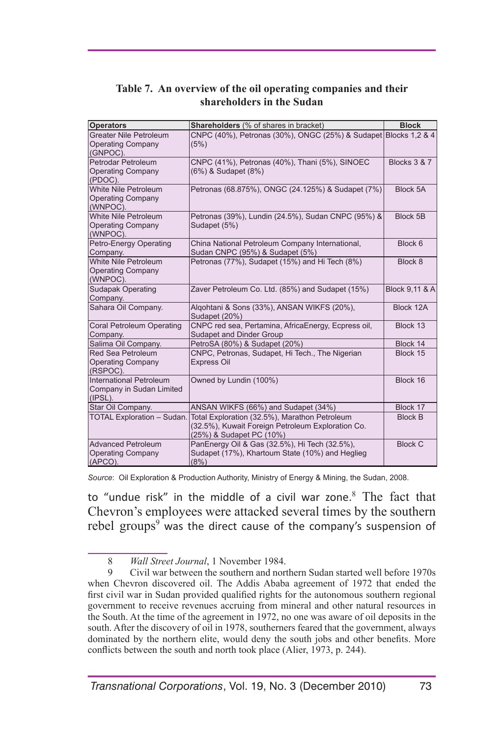**Table 7. An overview of the oil operating companies and their shareholders in the Sudan**

| Operators | Shareholders (% of shares in bracket) | Block |
|---|---|---|
| Greater Nile Petroleum Operating Company (GNPOC). | CNPC (40%), Petronas (30%), ONGC (25%) & Sudapet (5%) | Blocks 1,2 & 4 |
| Petrodar Petroleum Operating Company (PDOC). | CNPC (41%), Petronas (40%), Thani (5%), SINOEC (6%) & Sudapet (8%) | Blocks 3 & 7 |
| White Nile Petroleum Operating Company (WNPOC). | Petronas (68.875%), ONGC (24.125%) & Sudapet (7%) | Block 5A |
| White Nile Petroleum Operating Company (WNPOC). | Petronas (39%), Lundin (24.5%), Sudan CNPC (95%) & Sudapet (5%) | Block 5B |
| Petro-Energy Operating Company. | China National Petroleum Company International, Sudan CNPC (95%) & Sudapet (5%) | Block 6 |
| White Nile Petroleum Operating Company (WNPOC). | Petronas (77%), Sudapet (15%) and Hi Tech (8%) | Block 8 |
| Sudapak Operating Company. | Zaver Petroleum Co. Ltd. (85%) and Sudapet (15%) | Block 9,11 & A |
| Sahara Oil Company. | Alqohtani & Sons (33%), ANSAN WIKFS (20%), Sudapet (20%) | Block 12A |
| Coral Petroleum Operating Company. | CNPC red sea, Pertamina, AfricaEnergy, Ecpress oil, Sudapet and Dinder Group | Block 13 |
| Salima Oil Company. | PetroSA (80%) & Sudapet (20%) | Block 14 |
| Red Sea Petroleum Operating Company (RSPOC). | CNPC, Petronas, Sudapet, Hi Tech., The Nigerian Express Oil | Block 15 |
| International Petroleum Company in Sudan Limited (IPSL). | Owned by Lundin (100%) | Block 16 |
| Star Oil Company. | ANSAN WIKFS (66%) and Sudapet (34%) | Block 17 |
| TOTAL Exploration – Sudan. | Total Exploration (32.5%), Marathon Petroleum (32.5%), Kuwait Foreign Petroleum Exploration Co. (25%) & Sudapet PC (10%) | Block B |
| Advanced Petroleum Operating Company (APCO). | PanEnergy Oil & Gas (32.5%), Hi Tech (32.5%), Sudapet (17%), Khartoum State (10%) and Heglieg (8%) | Block C |

*Source*: Oil Exploration & Production Authority, Ministry of Energy & Mining, the Sudan, 2008.

to "undue risk" in the middle of a civil war zone.[8] The fact that Chevron's employees were attacked several times by the southern rebel groups[9] was the direct cause of the company's suspension of

---

8 *Wall Street Journal*, 1 November 1984.

9 Civil war between the southern and northern Sudan started well before 1970s when Chevron discovered oil. The Addis Ababa agreement of 1972 that ended the first civil war in Sudan provided qualified rights for the autonomous southern regional government to receive revenues accruing from mineral and other natural resources in the South. At the time of the agreement in 1972, no one was aware of oil deposits in the south. After the discovery of oil in 1978, southerners feared that the government, always dominated by the northern elite, would deny the south jobs and other benefits. More conflicts between the south and north took place (Alier, 1973, p. 244).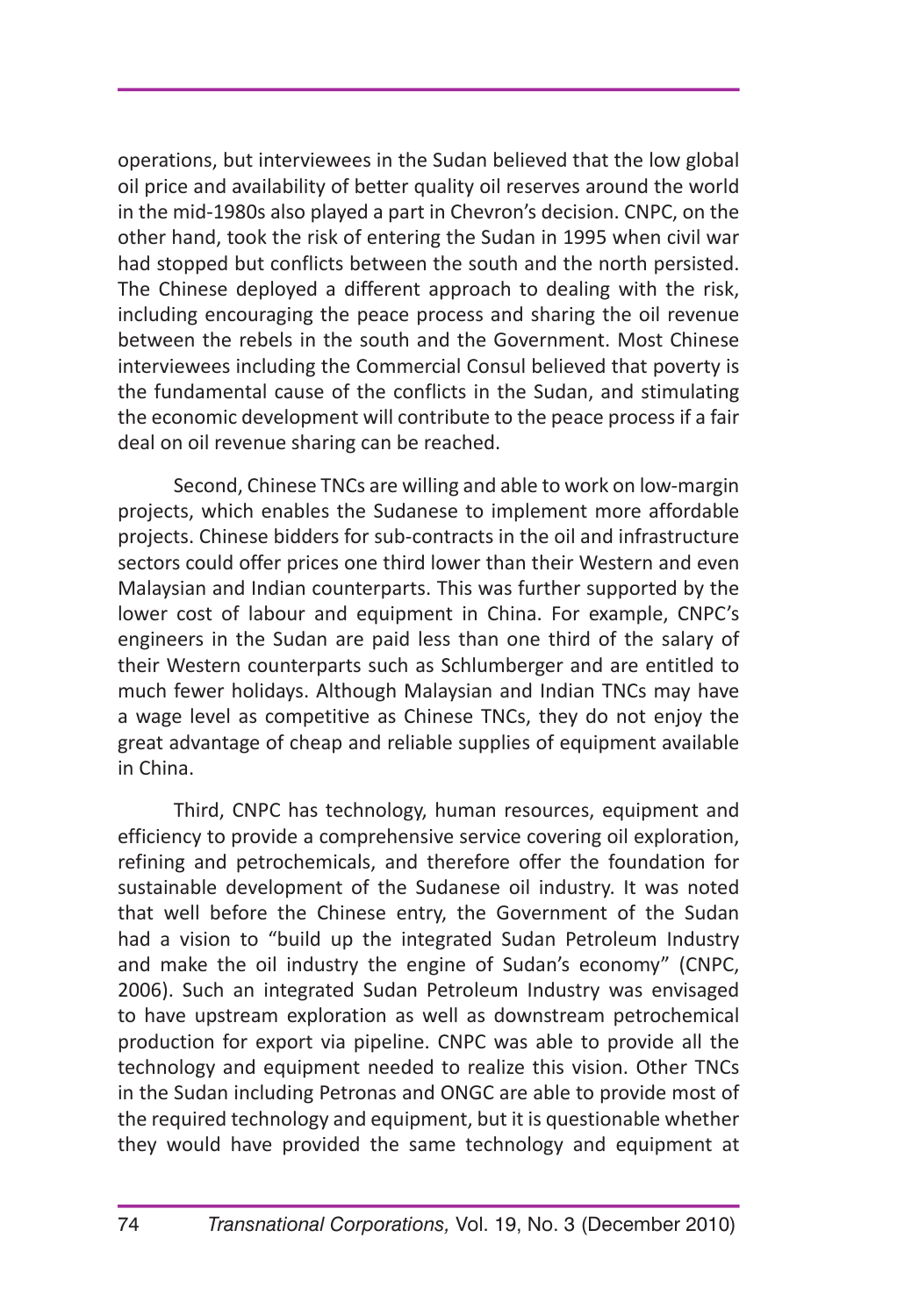operations, but interviewees in the Sudan believed that the low global oil price and availability of better quality oil reserves around the world in the mid-1980s also played a part in Chevron's decision. CNPC, on the other hand, took the risk of entering the Sudan in 1995 when civil war had stopped but conflicts between the south and the north persisted. The Chinese deployed a different approach to dealing with the risk, including encouraging the peace process and sharing the oil revenue between the rebels in the south and the Government. Most Chinese interviewees including the Commercial Consul believed that poverty is the fundamental cause of the conflicts in the Sudan, and stimulating the economic development will contribute to the peace process if a fair deal on oil revenue sharing can be reached.

Second, Chinese TNCs are willing and able to work on low-margin projects, which enables the Sudanese to implement more affordable projects. Chinese bidders for sub-contracts in the oil and infrastructure sectors could offer prices one third lower than their Western and even Malaysian and Indian counterparts. This was further supported by the lower cost of labour and equipment in China. For example, CNPC's engineers in the Sudan are paid less than one third of the salary of their Western counterparts such as Schlumberger and are entitled to much fewer holidays. Although Malaysian and Indian TNCs may have a wage level as competitive as Chinese TNCs, they do not enjoy the great advantage of cheap and reliable supplies of equipment available in China.

Third, CNPC has technology, human resources, equipment and efficiency to provide a comprehensive service covering oil exploration, refining and petrochemicals, and therefore offer the foundation for sustainable development of the Sudanese oil industry. It was noted that well before the Chinese entry, the Government of the Sudan had a vision to "build up the integrated Sudan Petroleum Industry and make the oil industry the engine of Sudan's economy" (CNPC, 2006). Such an integrated Sudan Petroleum Industry was envisaged to have upstream exploration as well as downstream petrochemical production for export via pipeline. CNPC was able to provide all the technology and equipment needed to realize this vision. Other TNCs in the Sudan including Petronas and ONGC are able to provide most of the required technology and equipment, but it is questionable whether they would have provided the same technology and equipment at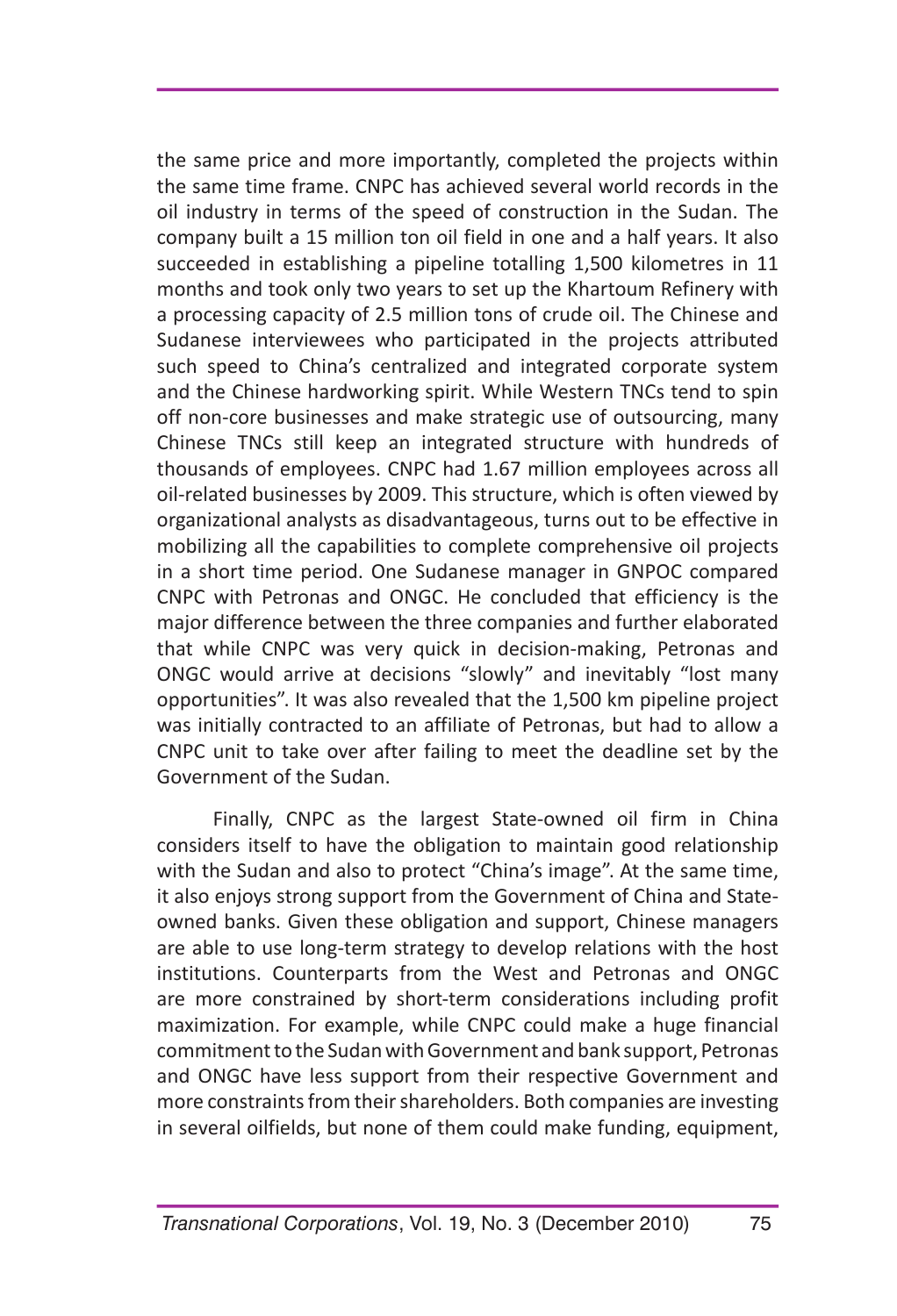the same price and more importantly, completed the projects within the same time frame. CNPC has achieved several world records in the oil industry in terms of the speed of construction in the Sudan. The company built a 15 million ton oil field in one and a half years. It also succeeded in establishing a pipeline totalling 1,500 kilometres in 11 months and took only two years to set up the Khartoum Refinery with a processing capacity of 2.5 million tons of crude oil. The Chinese and Sudanese interviewees who participated in the projects attributed such speed to China's centralized and integrated corporate system and the Chinese hardworking spirit. While Western TNCs tend to spin off non-core businesses and make strategic use of outsourcing, many Chinese TNCs still keep an integrated structure with hundreds of thousands of employees. CNPC had 1.67 million employees across all oil-related businesses by 2009. This structure, which is often viewed by organizational analysts as disadvantageous, turns out to be effective in mobilizing all the capabilities to complete comprehensive oil projects in a short time period. One Sudanese manager in GNPOC compared CNPC with Petronas and ONGC. He concluded that efficiency is the major difference between the three companies and further elaborated that while CNPC was very quick in decision-making, Petronas and ONGC would arrive at decisions "slowly" and inevitably "lost many opportunities". It was also revealed that the 1,500 km pipeline project was initially contracted to an affiliate of Petronas, but had to allow a CNPC unit to take over after failing to meet the deadline set by the Government of the Sudan.

Finally, CNPC as the largest State-owned oil firm in China considers itself to have the obligation to maintain good relationship with the Sudan and also to protect "China's image". At the same time, it also enjoys strong support from the Government of China and State-owned banks. Given these obligation and support, Chinese managers are able to use long-term strategy to develop relations with the host institutions. Counterparts from the West and Petronas and ONGC are more constrained by short-term considerations including profit maximization. For example, while CNPC could make a huge financial commitment to the Sudan with Government and bank support, Petronas and ONGC have less support from their respective Government and more constraints from their shareholders. Both companies are investing in several oilfields, but none of them could make funding, equipment,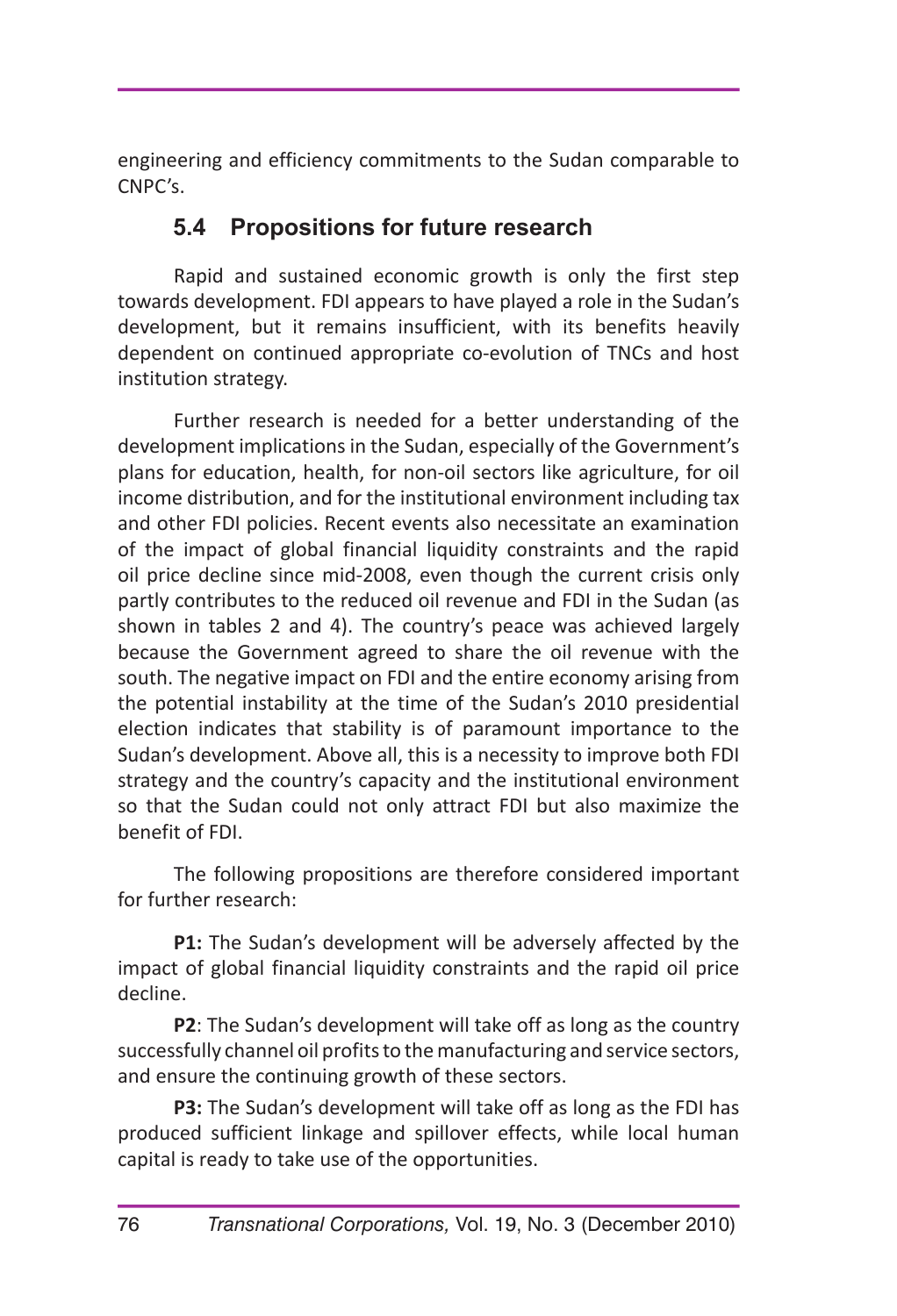engineering and efficiency commitments to the Sudan comparable to CNPC's.

## 5.4 Propositions for future research

Rapid and sustained economic growth is only the first step towards development. FDI appears to have played a role in the Sudan's development, but it remains insufficient, with its benefits heavily dependent on continued appropriate co-evolution of TNCs and host institution strategy.

Further research is needed for a better understanding of the development implications in the Sudan, especially of the Government's plans for education, health, for non-oil sectors like agriculture, for oil income distribution, and for the institutional environment including tax and other FDI policies. Recent events also necessitate an examination of the impact of global financial liquidity constraints and the rapid oil price decline since mid-2008, even though the current crisis only partly contributes to the reduced oil revenue and FDI in the Sudan (as shown in tables 2 and 4). The country's peace was achieved largely because the Government agreed to share the oil revenue with the south. The negative impact on FDI and the entire economy arising from the potential instability at the time of the Sudan's 2010 presidential election indicates that stability is of paramount importance to the Sudan's development. Above all, this is a necessity to improve both FDI strategy and the country's capacity and the institutional environment so that the Sudan could not only attract FDI but also maximize the benefit of FDI.

The following propositions are therefore considered important for further research:

**P1:** The Sudan's development will be adversely affected by the impact of global financial liquidity constraints and the rapid oil price decline.

**P2**: The Sudan's development will take off as long as the country successfully channel oil profits to the manufacturing and service sectors, and ensure the continuing growth of these sectors.

**P3:** The Sudan's development will take off as long as the FDI has produced sufficient linkage and spillover effects, while local human capital is ready to take use of the opportunities.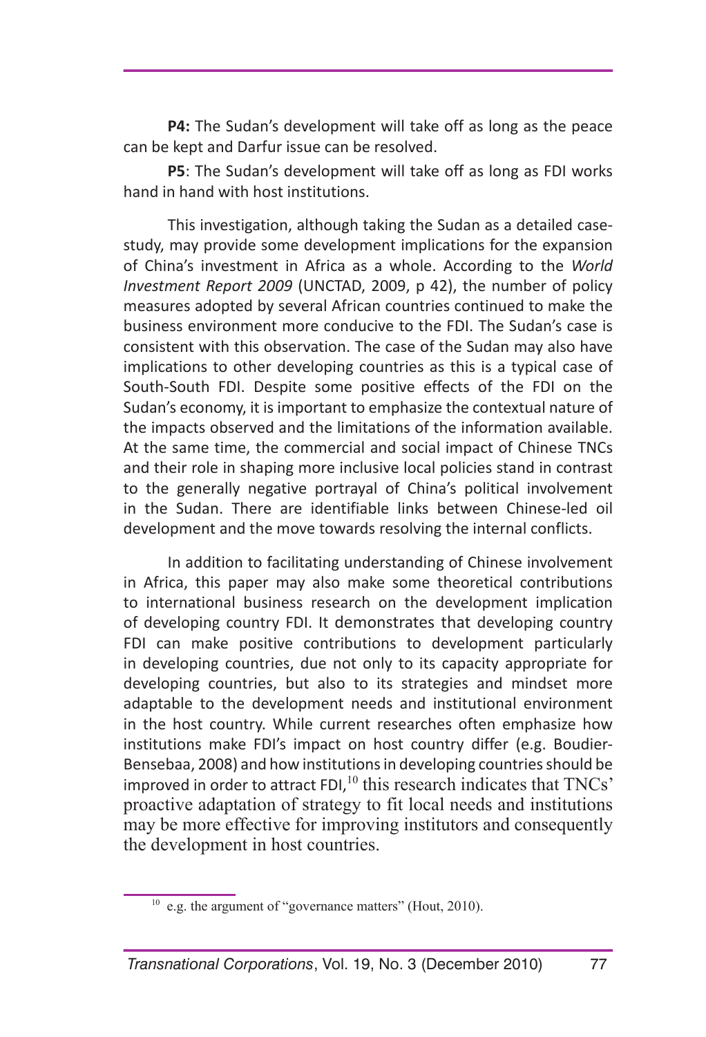**P4:** The Sudan's development will take off as long as the peace can be kept and Darfur issue can be resolved.

**P5**: The Sudan's development will take off as long as FDI works hand in hand with host institutions.

This investigation, although taking the Sudan as a detailed case-study, may provide some development implications for the expansion of China's investment in Africa as a whole. According to the *World Investment Report 2009* (UNCTAD, 2009, p 42), the number of policy measures adopted by several African countries continued to make the business environment more conducive to the FDI. The Sudan's case is consistent with this observation. The case of the Sudan may also have implications to other developing countries as this is a typical case of South-South FDI. Despite some positive effects of the FDI on the Sudan's economy, it is important to emphasize the contextual nature of the impacts observed and the limitations of the information available. At the same time, the commercial and social impact of Chinese TNCs and their role in shaping more inclusive local policies stand in contrast to the generally negative portrayal of China's political involvement in the Sudan. There are identifiable links between Chinese-led oil development and the move towards resolving the internal conflicts.

In addition to facilitating understanding of Chinese involvement in Africa, this paper may also make some theoretical contributions to international business research on the development implication of developing country FDI. It demonstrates that developing country FDI can make positive contributions to development particularly in developing countries, due not only to its capacity appropriate for developing countries, but also to its strategies and mindset more adaptable to the development needs and institutional environment in the host country. While current researches often emphasize how institutions make FDI's impact on host country differ (e.g. Boudier-Bensebaa, 2008) and how institutions in developing countries should be improved in order to attract FDI,[10] this research indicates that TNCs' proactive adaptation of strategy to fit local needs and institutions may be more effective for improving institutors and consequently the development in host countries.

[10] e.g. the argument of "governance matters" (Hout, 2010).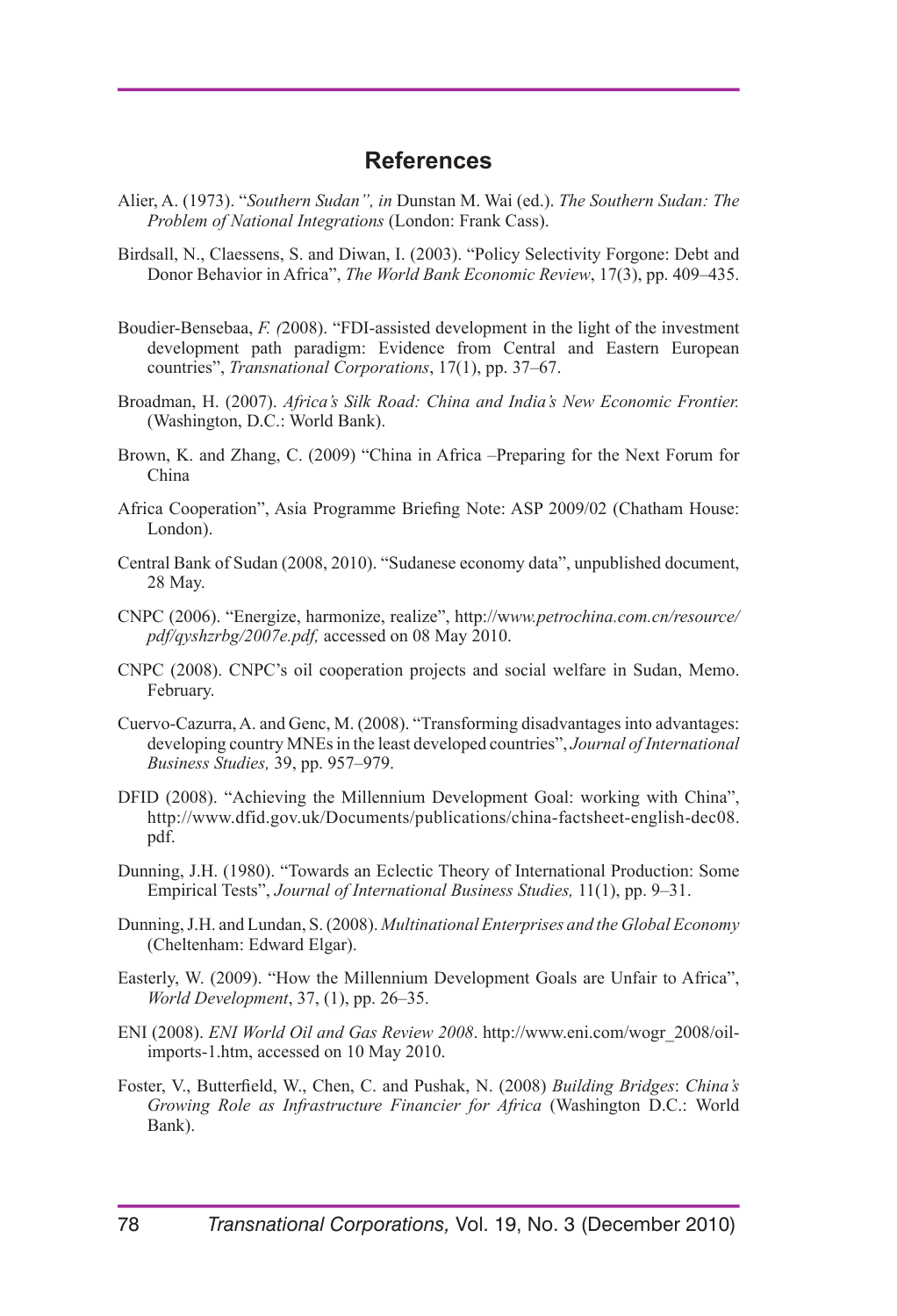## References

Alier, A. (1973). "*Southern Sudan", in* Dunstan M. Wai (ed.). *The Southern Sudan: The Problem of National Integrations* (London: Frank Cass).

Birdsall, N., Claessens, S. and Diwan, I. (2003). "Policy Selectivity Forgone: Debt and Donor Behavior in Africa", *The World Bank Economic Review*, 17(3), pp. 409–435.

Boudier-Bensebaa, *F. (*2008). "FDI-assisted development in the light of the investment development path paradigm: Evidence from Central and Eastern European countries", *Transnational Corporations*, 17(1), pp. 37–67.

Broadman, H. (2007). *Africa's Silk Road: China and India's New Economic Frontier.* (Washington, D.C.: World Bank).

Brown, K. and Zhang, C. (2009) "China in Africa –Preparing for the Next Forum for China

Africa Cooperation", Asia Programme Briefing Note: ASP 2009/02 (Chatham House: London).

Central Bank of Sudan (2008, 2010). "Sudanese economy data", unpublished document, 28 May.

CNPC (2006). "Energize, harmonize, realize", http://w*ww.petrochina.com.cn/resource/pdf/qyshzrbg/2007e.pdf,* accessed on 08 May 2010.

CNPC (2008). CNPC's oil cooperation projects and social welfare in Sudan, Memo. February.

Cuervo-Cazurra, A. and Genc, M. (2008). "Transforming disadvantages into advantages: developing country MNEs in the least developed countries", *Journal of International Business Studies,* 39, pp. 957–979.

DFID (2008). "Achieving the Millennium Development Goal: working with China", http://www.dfid.gov.uk/Documents/publications/china-factsheet-english-dec08.pdf.

Dunning, J.H. (1980). "Towards an Eclectic Theory of International Production: Some Empirical Tests", *Journal of International Business Studies,* 11(1), pp. 9–31.

Dunning, J.H. and Lundan, S. (2008). *Multinational Enterprises and the Global Economy* (Cheltenham: Edward Elgar).

Easterly, W. (2009). "How the Millennium Development Goals are Unfair to Africa", *World Development*, 37, (1), pp. 26–35.

ENI (2008). *ENI World Oil and Gas Review 2008*. http://www.eni.com/wogr_2008/oil-imports-1.htm, accessed on 10 May 2010.

Foster, V., Butterfield, W., Chen, C. and Pushak, N. (2008) *Building Bridges*: *China's Growing Role as Infrastructure Financier for Africa* (Washington D.C.: World Bank).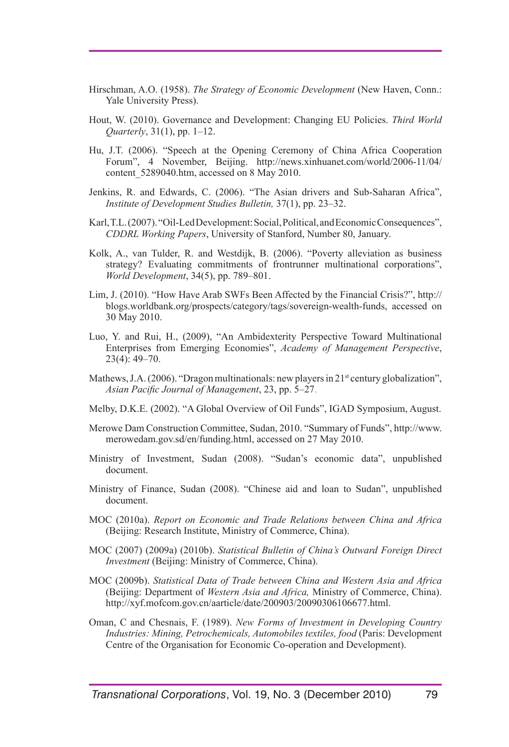Hirschman, A.O. (1958). *The Strategy of Economic Development* (New Haven, Conn.: Yale University Press).

Hout, W. (2010). Governance and Development: Changing EU Policies. *Third World Quarterly*, 31(1), pp. 1–12.

Hu, J.T. (2006). "Speech at the Opening Ceremony of China Africa Cooperation Forum", 4 November, Beijing. http://news.xinhuanet.com/world/2006-11/04/content_5289040.htm, accessed on 8 May 2010.

Jenkins, R. and Edwards, C. (2006). "The Asian drivers and Sub-Saharan Africa", *Institute of Development Studies Bulletin,* 37(1), pp. 23–32.

Karl, T.L. (2007). "Oil-Led Development: Social, Political, and Economic Consequences", *CDDRL Working Papers*, University of Stanford, Number 80, January.

Kolk, A., van Tulder, R. and Westdijk, B. (2006). "Poverty alleviation as business strategy? Evaluating commitments of frontrunner multinational corporations", *World Development*, 34(5), pp. 789–801.

Lim, J. (2010). "How Have Arab SWFs Been Affected by the Financial Crisis?", http://blogs.worldbank.org/prospects/category/tags/sovereign-wealth-funds, accessed on 30 May 2010.

Luo, Y. and Rui, H., (2009), "An Ambidexterity Perspective Toward Multinational Enterprises from Emerging Economies", *Academy of Management Perspective*, 23(4): 49–70.

Mathews, J.A. (2006). "Dragon multinationals: new players in 21st century globalization", *Asian Pacific Journal of Management*, 23, pp. 5–27.

Melby, D.K.E. (2002). "A Global Overview of Oil Funds", IGAD Symposium, August.

Merowe Dam Construction Committee, Sudan, 2010. "Summary of Funds", http://www.merowedam.gov.sd/en/funding.html, accessed on 27 May 2010.

Ministry of Investment, Sudan (2008). "Sudan's economic data", unpublished document.

Ministry of Finance, Sudan (2008). "Chinese aid and loan to Sudan", unpublished document.

MOC (2010a). *Report on Economic and Trade Relations between China and Africa* (Beijing: Research Institute, Ministry of Commerce, China).

MOC (2007) (2009a) (2010b). *Statistical Bulletin of China's Outward Foreign Direct Investment* (Beijing: Ministry of Commerce, China).

MOC (2009b). *Statistical Data of Trade between China and Western Asia and Africa* (Beijing: Department of *Western Asia and Africa,* Ministry of Commerce, China). http://xyf.mofcom.gov.cn/aarticle/date/200903/20090306106677.html.

Oman, C and Chesnais, F. (1989). *New Forms of Investment in Developing Country Industries: Mining, Petrochemicals, Automobiles textiles, food* (Paris: Development Centre of the Organisation for Economic Co-operation and Development).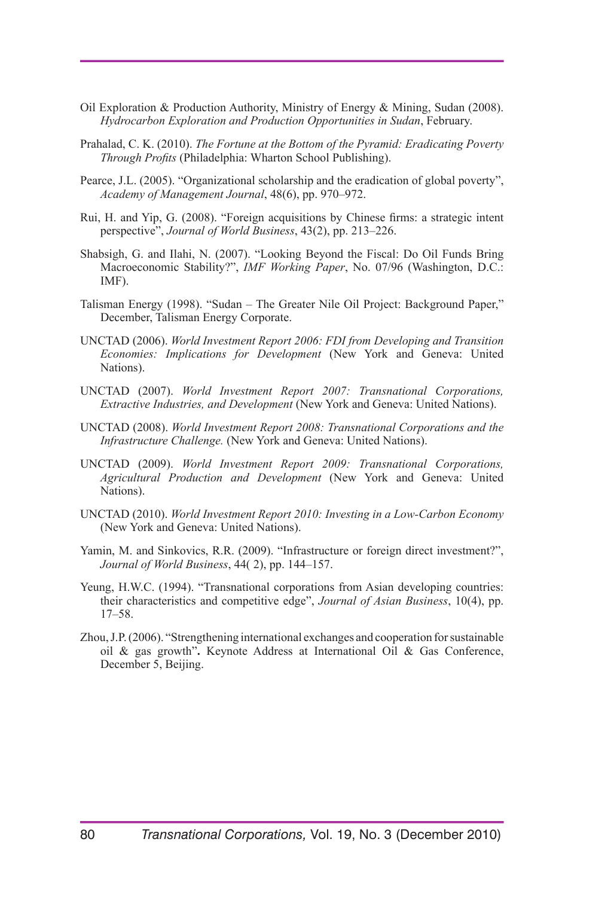Oil Exploration & Production Authority, Ministry of Energy & Mining, Sudan (2008). *Hydrocarbon Exploration and Production Opportunities in Sudan*, February.

Prahalad, C. K. (2010). *The Fortune at the Bottom of the Pyramid: Eradicating Poverty Through Profits* (Philadelphia: Wharton School Publishing).

Pearce, J.L. (2005). "Organizational scholarship and the eradication of global poverty", *Academy of Management Journal*, 48(6), pp. 970–972.

Rui, H. and Yip, G. (2008). "Foreign acquisitions by Chinese firms: a strategic intent perspective", *Journal of World Business*, 43(2), pp. 213–226.

Shabsigh, G. and Ilahi, N. (2007). "Looking Beyond the Fiscal: Do Oil Funds Bring Macroeconomic Stability?", *IMF Working Paper*, No. 07/96 (Washington, D.C.: IMF).

Talisman Energy (1998). "Sudan – The Greater Nile Oil Project: Background Paper," December, Talisman Energy Corporate.

UNCTAD (2006). *World Investment Report 2006: FDI from Developing and Transition Economies: Implications for Development* (New York and Geneva: United Nations).

UNCTAD (2007). *World Investment Report 2007: Transnational Corporations, Extractive Industries, and Development* (New York and Geneva: United Nations).

UNCTAD (2008). *World Investment Report 2008: Transnational Corporations and the Infrastructure Challenge.* (New York and Geneva: United Nations).

UNCTAD (2009). *World Investment Report 2009: Transnational Corporations, Agricultural Production and Development* (New York and Geneva: United Nations).

UNCTAD (2010). *World Investment Report 2010: Investing in a Low-Carbon Economy* (New York and Geneva: United Nations).

Yamin, M. and Sinkovics, R.R. (2009). "Infrastructure or foreign direct investment?", *Journal of World Business*, 44( 2), pp. 144–157.

Yeung, H.W.C. (1994). "Transnational corporations from Asian developing countries: their characteristics and competitive edge", *Journal of Asian Business*, 10(4), pp. 17–58.

Zhou, J.P. (2006). "Strengthening international exchanges and cooperation for sustainable oil & gas growth"**.** Keynote Address at International Oil & Gas Conference, December 5, Beijing.